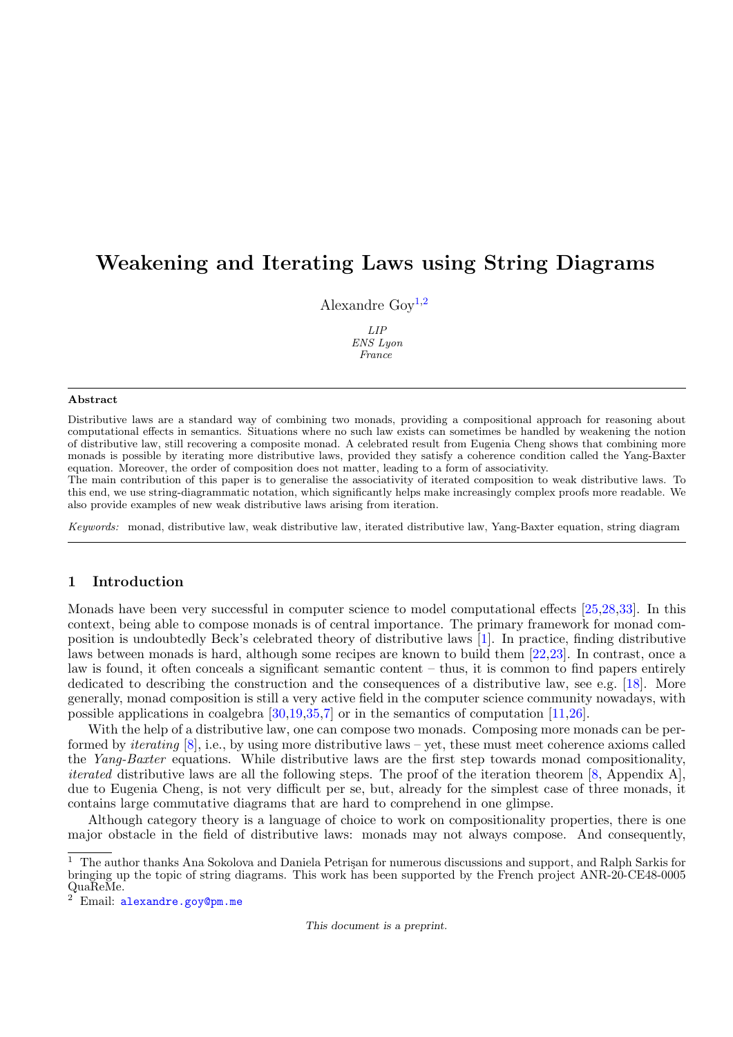# Weakening and Iterating Laws using String Diagrams

Alexandre Goy[1,2]

*LIP*
*ENS Lyon*
*France*

---

**Abstract**

Distributive laws are a standard way of combining two monads, providing a compositional approach for reasoning about computational effects in semantics. Situations where no such law exists can sometimes be handled by weakening the notion of distributive law, still recovering a composite monad. A celebrated result from Eugenia Cheng shows that combining more monads is possible by iterating more distributive laws, provided they satisfy a coherence condition called the Yang-Baxter equation. Moreover, the order of composition does not matter, leading to a form of associativity.
The main contribution of this paper is to generalise the associativity of iterated composition to weak distributive laws. To this end, we use string-diagrammatic notation, which significantly helps make increasingly complex proofs more readable. We also provide examples of new weak distributive laws arising from iteration.

*Keywords:* monad, distributive law, weak distributive law, iterated distributive law, Yang-Baxter equation, string diagram

---

## 1 Introduction

Monads have been very successful in computer science to model computational effects [25,28,33]. In this context, being able to compose monads is of central importance. The primary framework for monad composition is undoubtedly Beck's celebrated theory of distributive laws [1]. In practice, finding distributive laws between monads is hard, although some recipes are known to build them [22,23]. In contrast, once a law is found, it often conceals a significant semantic content – thus, it is common to find papers entirely dedicated to describing the construction and the consequences of a distributive law, see e.g. [18]. More generally, monad composition is still a very active field in the computer science community nowadays, with possible applications in coalgebra [30,19,35,7] or in the semantics of computation [11,26].

With the help of a distributive law, one can compose two monads. Composing more monads can be performed by *iterating* [8], i.e., by using more distributive laws – yet, these must meet coherence axioms called the *Yang-Baxter* equations. While distributive laws are the first step towards monad compositionality, *iterated* distributive laws are all the following steps. The proof of the iteration theorem [8, Appendix A], due to Eugenia Cheng, is not very difficult per se, but, already for the simplest case of three monads, it contains large commutative diagrams that are hard to comprehend in one glimpse.

Although category theory is a language of choice to work on compositionality properties, there is one major obstacle in the field of distributive laws: monads may not always compose. And consequently,

---

[1] The author thanks Ana Sokolova and Daniela Petrişan for numerous discussions and support, and Ralph Sarkis for bringing up the topic of string diagrams. This work has been supported by the French project ANR-20-CE48-0005 QuaReMe.

[2] Email: alexandre.goy@pm.me

*This document is a preprint.*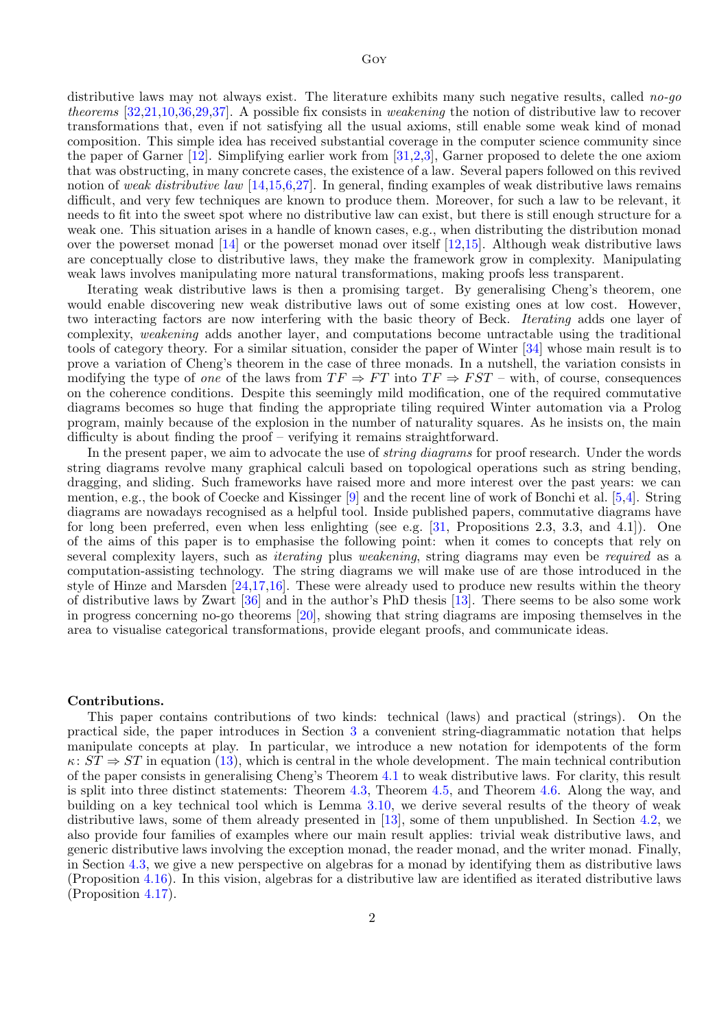distributive laws may not always exist. The literature exhibits many such negative results, called *no-go theorems* [32,21,10,36,29,37]. A possible fix consists in *weakening* the notion of distributive law to recover transformations that, even if not satisfying all the usual axioms, still enable some weak kind of monad composition. This simple idea has received substantial coverage in the computer science community since the paper of Garner [12]. Simplifying earlier work from [31,2,3], Garner proposed to delete the one axiom that was obstructing, in many concrete cases, the existence of a law. Several papers followed on this revived notion of *weak distributive law* [14,15,6,27]. In general, finding examples of weak distributive laws remains difficult, and very few techniques are known to produce them. Moreover, for such a law to be relevant, it needs to fit into the sweet spot where no distributive law can exist, but there is still enough structure for a weak one. This situation arises in a handle of known cases, e.g., when distributing the distribution monad over the powerset monad [14] or the powerset monad over itself [12,15]. Although weak distributive laws are conceptually close to distributive laws, they make the framework grow in complexity. Manipulating weak laws involves manipulating more natural transformations, making proofs less transparent.

Iterating weak distributive laws is then a promising target. By generalising Cheng's theorem, one would enable discovering new weak distributive laws out of some existing ones at low cost. However, two interacting factors are now interfering with the basic theory of Beck. *Iterating* adds one layer of complexity, *weakening* adds another layer, and computations become untractable using the traditional tools of category theory. For a similar situation, consider the paper of Winter [34] whose main result is to prove a variation of Cheng's theorem in the case of three monads. In a nutshell, the variation consists in modifying the type of *one* of the laws from $TF \Rightarrow FT$ into $TF \Rightarrow FST$ – with, of course, consequences on the coherence conditions. Despite this seemingly mild modification, one of the required commutative diagrams becomes so huge that finding the appropriate tiling required Winter automation via a Prolog program, mainly because of the explosion in the number of naturality squares. As he insists on, the main difficulty is about finding the proof – verifying it remains straightforward.

In the present paper, we aim to advocate the use of *string diagrams* for proof research. Under the words string diagrams revolve many graphical calculi based on topological operations such as string bending, dragging, and sliding. Such frameworks have raised more and more interest over the past years: we can mention, e.g., the book of Coecke and Kissinger [9] and the recent line of work of Bonchi et al. [5,4]. String diagrams are nowadays recognised as a helpful tool. Inside published papers, commutative diagrams have for long been preferred, even when less enlighting (see e.g. [31, Propositions 2.3, 3.3, and 4.1]). One of the aims of this paper is to emphasise the following point: when it comes to concepts that rely on several complexity layers, such as *iterating* plus *weakening*, string diagrams may even be *required* as a computation-assisting technology. The string diagrams we will make use of are those introduced in the style of Hinze and Marsden [24,17,16]. These were already used to produce new results within the theory of distributive laws by Zwart [36] and in the author's PhD thesis [13]. There seems to be also some work in progress concerning no-go theorems [20], showing that string diagrams are imposing themselves in the area to visualise categorical transformations, provide elegant proofs, and communicate ideas.

**Contributions.**

This paper contains contributions of two kinds: technical (laws) and practical (strings). On the practical side, the paper introduces in Section 3 a convenient string-diagrammatic notation that helps manipulate concepts at play. In particular, we introduce a new notation for idempotents of the form $\kappa\colon ST \Rightarrow ST$ in equation (13), which is central in the whole development. The main technical contribution of the paper consists in generalising Cheng's Theorem 4.1 to weak distributive laws. For clarity, this result is split into three distinct statements: Theorem 4.3, Theorem 4.5, and Theorem 4.6. Along the way, and building on a key technical tool which is Lemma 3.10, we derive several results of the theory of weak distributive laws, some of them already presented in [13], some of them unpublished. In Section 4.2, we also provide four families of examples where our main result applies: trivial weak distributive laws, and generic distributive laws involving the exception monad, the reader monad, and the writer monad. Finally, in Section 4.3, we give a new perspective on algebras for a monad by identifying them as distributive laws (Proposition 4.16). In this vision, algebras for a distributive law are identified as iterated distributive laws (Proposition 4.17).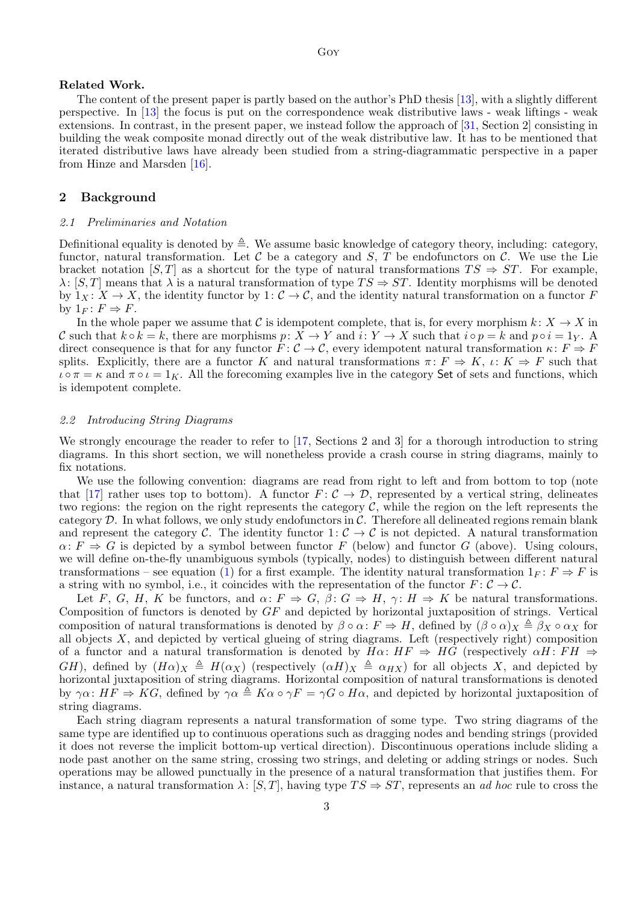**Related Work.**

The content of the present paper is partly based on the author's PhD thesis [13], with a slightly different perspective. In [13] the focus is put on the correspondence weak distributive laws - weak liftings - weak extensions. In contrast, in the present paper, we instead follow the approach of [31, Section 2] consisting in building the weak composite monad directly out of the weak distributive law. It has to be mentioned that iterated distributive laws have already been studied from a string-diagrammatic perspective in a paper from Hinze and Marsden [16].

## 2 Background

### 2.1 Preliminaries and Notation

Definitional equality is denoted by $\triangleq$. We assume basic knowledge of category theory, including: category, functor, natural transformation. Let $\mathcal{C}$ be a category and $S$, $T$ be endofunctors on $\mathcal{C}$. We use the Lie bracket notation $[S,T]$ as a shortcut for the type of natural transformations $TS \Rightarrow ST$. For example, $\lambda \colon [S,T]$ means that $\lambda$ is a natural transformation of type $TS \Rightarrow ST$. Identity morphisms will be denoted by $1_X \colon X \to X$, the identity functor by $1 \colon \mathcal{C} \to \mathcal{C}$, and the identity natural transformation on a functor $F$ by $1_F \colon F \Rightarrow F$.

In the whole paper we assume that $\mathcal{C}$ is idempotent complete, that is, for every morphism $k \colon X \to X$ in $\mathcal{C}$ such that $k \circ k = k$, there are morphisms $p \colon X \to Y$ and $i \colon Y \to X$ such that $i \circ p = k$ and $p \circ i = 1_Y$. A direct consequence is that for any functor $F \colon \mathcal{C} \to \mathcal{C}$, every idempotent natural transformation $\kappa \colon F \Rightarrow F$ splits. Explicitly, there are a functor $K$ and natural transformations $\pi \colon F \Rightarrow K$, $\iota \colon K \Rightarrow F$ such that $\iota \circ \pi = \kappa$ and $\pi \circ \iota = 1_K$. All the forecoming examples live in the category $\mathsf{Set}$ of sets and functions, which is idempotent complete.

### 2.2 Introducing String Diagrams

We strongly encourage the reader to refer to [17, Sections 2 and 3] for a thorough introduction to string diagrams. In this short section, we will nonetheless provide a crash course in string diagrams, mainly to fix notations.

We use the following convention: diagrams are read from right to left and from bottom to top (note that [17] rather uses top to bottom). A functor $F \colon \mathcal{C} \to \mathcal{D}$, represented by a vertical string, delineates two regions: the region on the right represents the category $\mathcal{C}$, while the region on the left represents the category $\mathcal{D}$. In what follows, we only study endofunctors in $\mathcal{C}$. Therefore all delineated regions remain blank and represent the category $\mathcal{C}$. The identity functor $1 \colon \mathcal{C} \to \mathcal{C}$ is not depicted. A natural transformation $\alpha \colon F \Rightarrow G$ is depicted by a symbol between functor $F$ (below) and functor $G$ (above). Using colours, we will define on-the-fly unambiguous symbols (typically, nodes) to distinguish between different natural transformations – see equation (1) for a first example. The identity natural transformation $1_F \colon F \Rightarrow F$ is a string with no symbol, i.e., it coincides with the representation of the functor $F \colon \mathcal{C} \to \mathcal{C}$.

Let $F$, $G$, $H$, $K$ be functors, and $\alpha \colon F \Rightarrow G$, $\beta \colon G \Rightarrow H$, $\gamma \colon H \Rightarrow K$ be natural transformations. Composition of functors is denoted by $GF$ and depicted by horizontal juxtaposition of strings. Vertical composition of natural transformations is denoted by $\beta \circ \alpha \colon F \Rightarrow H$, defined by $(\beta \circ \alpha)_X \triangleq \beta_X \circ \alpha_X$ for all objects $X$, and depicted by vertical glueing of string diagrams. Left (respectively right) composition of a functor and a natural transformation is denoted by $H\alpha \colon HF \Rightarrow HG$ (respectively $\alpha H \colon FH \Rightarrow GH$), defined by $(H\alpha)_X \triangleq H(\alpha_X)$ (respectively $(\alpha H)_X \triangleq \alpha_{HX}$) for all objects $X$, and depicted by horizontal juxtaposition of string diagrams. Horizontal composition of natural transformations is denoted by $\gamma\alpha \colon HF \Rightarrow KG$, defined by $\gamma\alpha \triangleq K\alpha \circ \gamma F = \gamma G \circ H\alpha$, and depicted by horizontal juxtaposition of string diagrams.

Each string diagram represents a natural transformation of some type. Two string diagrams of the same type are identified up to continuous operations such as dragging nodes and bending strings (provided it does not reverse the implicit bottom-up vertical direction). Discontinuous operations include sliding a node past another on the same string, crossing two strings, and deleting or adding strings or nodes. Such operations may be allowed punctually in the presence of a natural transformation that justifies them. For instance, a natural transformation $\lambda \colon [S,T]$, having type $TS \Rightarrow ST$, represents an *ad hoc* rule to cross the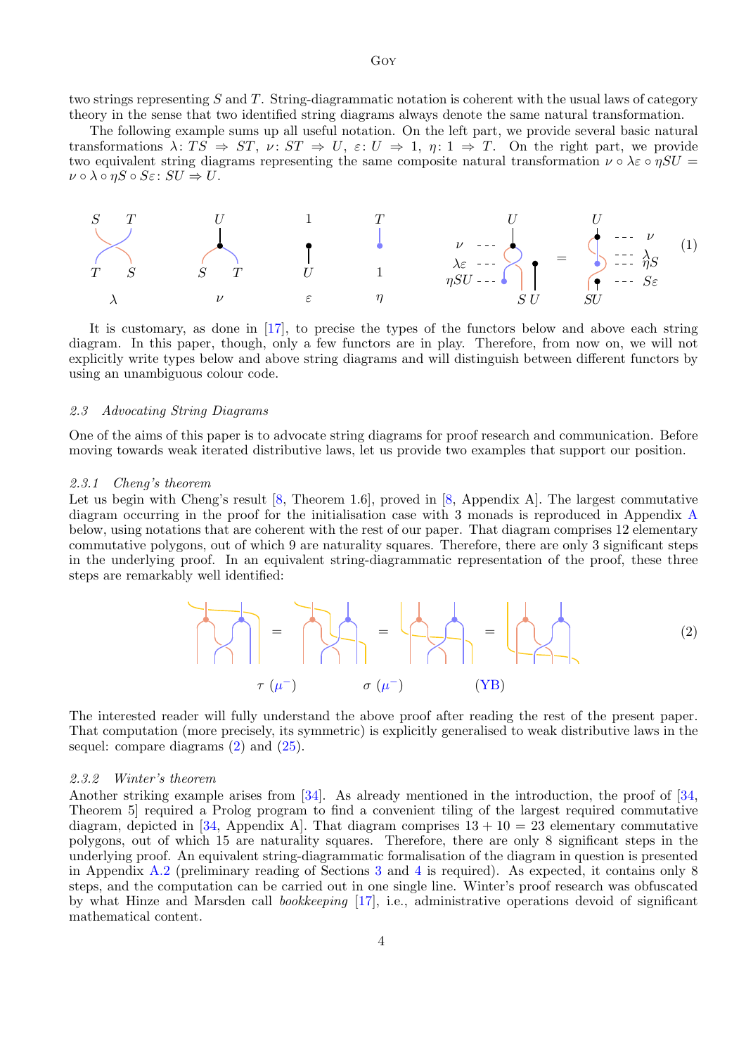two strings representing $S$ and $T$. String-diagrammatic notation is coherent with the usual laws of category theory in the sense that two identified string diagrams always denote the same natural transformation.

The following example sums up all useful notation. On the left part, we provide several basic natural transformations $\lambda\colon TS \Rightarrow ST$, $\nu\colon ST \Rightarrow U$, $\varepsilon\colon U \Rightarrow 1$, $\eta\colon 1 \Rightarrow T$. On the right part, we provide two equivalent string diagrams representing the same composite natural transformation $\nu \circ \lambda\varepsilon \circ \eta SU = \nu \circ \lambda \circ \eta S \circ S\varepsilon\colon SU \Rightarrow U$.

$$\lambda \qquad \nu \qquad \varepsilon \qquad \eta \qquad \nu \circ \lambda\varepsilon \circ \eta SU = \nu \circ \lambda \circ \eta S \circ S\varepsilon \tag{1}$$

It is customary, as done in [17], to precise the types of the functors below and above each string diagram. In this paper, though, only a few functors are in play. Therefore, from now on, we will not explicitly write types below and above string diagrams and will distinguish between different functors by using an unambiguous colour code.

### 2.3 Advocating String Diagrams

One of the aims of this paper is to advocate string diagrams for proof research and communication. Before moving towards weak iterated distributive laws, let us provide two examples that support our position.

#### 2.3.1 Cheng's theorem

Let us begin with Cheng's result [8, Theorem 1.6], proved in [8, Appendix A]. The largest commutative diagram occurring in the proof for the initialisation case with 3 monads is reproduced in Appendix A below, using notations that are coherent with the rest of our paper. That diagram comprises 12 elementary commutative polygons, out of which 9 are naturality squares. Therefore, there are only 3 significant steps in the underlying proof. In an equivalent string-diagrammatic representation of the proof, these three steps are remarkably well identified:

$$= \underset{\tau\ (\mu^-)}{} = \underset{\sigma\ (\mu^-)}{} = \underset{(\mathrm{YB})}{} \tag{2}$$

The interested reader will fully understand the above proof after reading the rest of the present paper. That computation (more precisely, its symmetric) is explicitly generalised to weak distributive laws in the sequel: compare diagrams (2) and (25).

#### 2.3.2 Winter's theorem

Another striking example arises from [34]. As already mentioned in the introduction, the proof of [34, Theorem 5] required a Prolog program to find a convenient tiling of the largest required commutative diagram, depicted in [34, Appendix A]. That diagram comprises $13 + 10 = 23$ elementary commutative polygons, out of which 15 are naturality squares. Therefore, there are only 8 significant steps in the underlying proof. An equivalent string-diagrammatic formalisation of the diagram in question is presented in Appendix A.2 (preliminary reading of Sections 3 and 4 is required). As expected, it contains only 8 steps, and the computation can be carried out in one single line. Winter's proof research was obfuscated by what Hinze and Marsden call *bookkeeping* [17], i.e., administrative operations devoid of significant mathematical content.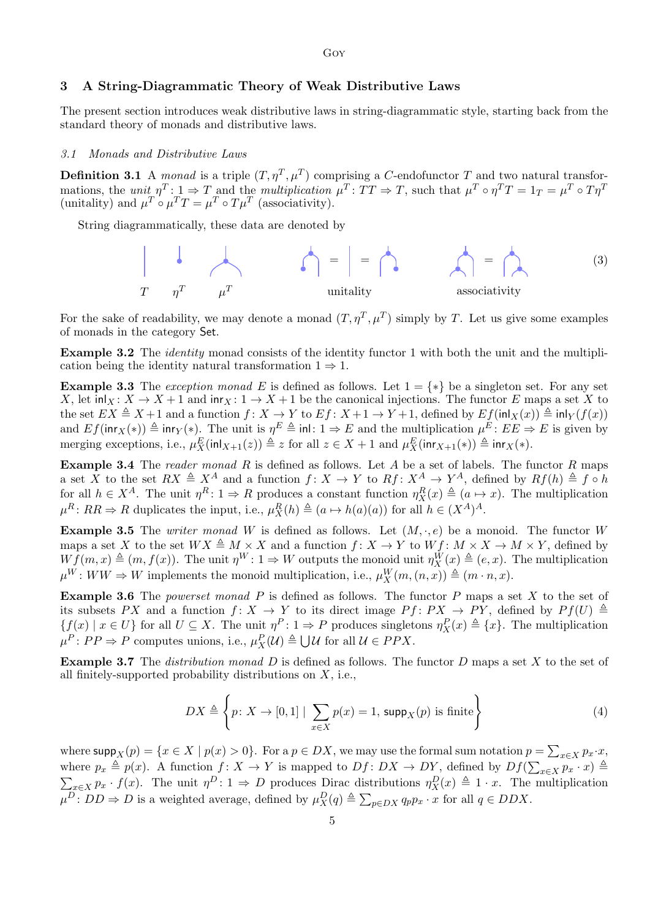## 3 A String-Diagrammatic Theory of Weak Distributive Laws

The present section introduces weak distributive laws in string-diagrammatic style, starting back from the standard theory of monads and distributive laws.

### 3.1 Monads and Distributive Laws

**Definition 3.1** A *monad* is a triple $(T, \eta^T, \mu^T)$ comprising a $C$-endofunctor $T$ and two natural transformations, the *unit* $\eta^T : 1 \Rightarrow T$ and the *multiplication* $\mu^T : TT \Rightarrow T$, such that $\mu^T \circ \eta^T T = 1_T = \mu^T \circ T\eta^T$ (unitality) and $\mu^T \circ \mu^T T = \mu^T \circ T\mu^T$ (associativity).

String diagrammatically, these data are denoted by

$T \quad \eta^T \quad \mu^T \qquad$ unitality $\qquad$ associativity $\qquad (3)$

For the sake of readability, we may denote a monad $(T, \eta^T, \mu^T)$ simply by $T$. Let us give some examples of monads in the category $\mathsf{Set}$.

**Example 3.2** The *identity* monad consists of the identity functor 1 with both the unit and the multiplication being the identity natural transformation $1 \Rightarrow 1$.

**Example 3.3** The *exception monad* $E$ is defined as follows. Let $1 = \{*\}$ be a singleton set. For any set $X$, let $\mathsf{inl}_X : X \to X + 1$ and $\mathsf{inr}_X : 1 \to X + 1$ be the canonical injections. The functor $E$ maps a set $X$ to the set $EX \triangleq X + 1$ and a function $f : X \to Y$ to $Ef : X + 1 \to Y + 1$, defined by $Ef(\mathsf{inl}_X(x)) \triangleq \mathsf{inl}_Y(f(x))$ and $Ef(\mathsf{inr}_X(*)) \triangleq \mathsf{inr}_Y(*)$. The unit is $\eta^E \triangleq \mathsf{inl} : 1 \Rightarrow E$ and the multiplication $\mu^E : EE \Rightarrow E$ is given by merging exceptions, i.e., $\mu^E_X(\mathsf{inl}_{X+1}(z)) \triangleq z$ for all $z \in X + 1$ and $\mu^E_X(\mathsf{inr}_{X+1}(*)) \triangleq \mathsf{inr}_X(*)$.

**Example 3.4** The *reader monad* $R$ is defined as follows. Let $A$ be a set of labels. The functor $R$ maps a set $X$ to the set $RX \triangleq X^A$ and a function $f : X \to Y$ to $Rf : X^A \to Y^A$, defined by $Rf(h) \triangleq f \circ h$ for all $h \in X^A$. The unit $\eta^R : 1 \Rightarrow R$ produces a constant function $\eta^R_X(x) \triangleq (a \mapsto x)$. The multiplication $\mu^R : RR \Rightarrow R$ duplicates the input, i.e., $\mu^R_X(h) \triangleq (a \mapsto h(a)(a))$ for all $h \in (X^A)^A$.

**Example 3.5** The *writer monad* $W$ is defined as follows. Let $(M, \cdot, e)$ be a monoid. The functor $W$ maps a set $X$ to the set $WX \triangleq M \times X$ and a function $f : X \to Y$ to $Wf : M \times X \to M \times Y$, defined by $Wf(m, x) \triangleq (m, f(x))$. The unit $\eta^W : 1 \Rightarrow W$ outputs the monoid unit $\eta^W_X(x) \triangleq (e, x)$. The multiplication $\mu^W : WW \Rightarrow W$ implements the monoid multiplication, i.e., $\mu^W_X(m, (n, x)) \triangleq (m \cdot n, x)$.

**Example 3.6** The *powerset monad* $P$ is defined as follows. The functor $P$ maps a set $X$ to the set of its subsets $PX$ and a function $f : X \to Y$ to its direct image $Pf : PX \to PY$, defined by $Pf(U) \triangleq \{f(x) \mid x \in U\}$ for all $U \subseteq X$. The unit $\eta^P : 1 \Rightarrow P$ produces singletons $\eta^P_X(x) \triangleq \{x\}$. The multiplication $\mu^P : PP \Rightarrow P$ computes unions, i.e., $\mu^P_X(\mathcal{U}) \triangleq \bigcup \mathcal{U}$ for all $\mathcal{U} \in PPX$.

**Example 3.7** The *distribution monad* $D$ is defined as follows. The functor $D$ maps a set $X$ to the set of all finitely-supported probability distributions on $X$, i.e.,

$$DX \triangleq \left\{ p : X \to [0,1] \mid \sum_{x \in X} p(x) = 1,\ \mathsf{supp}_X(p) \text{ is finite} \right\} \tag{4}$$

where $\mathsf{supp}_X(p) = \{x \in X \mid p(x) > 0\}$. For a $p \in DX$, we may use the formal sum notation $p = \sum_{x \in X} p_x \cdot x$, where $p_x \triangleq p(x)$. A function $f : X \to Y$ is mapped to $Df : DX \to DY$, defined by $Df(\sum_{x \in X} p_x \cdot x) \triangleq \sum_{x \in X} p_x \cdot f(x)$. The unit $\eta^D : 1 \Rightarrow D$ produces Dirac distributions $\eta^D_X(x) \triangleq 1 \cdot x$. The multiplication $\mu^D : DD \Rightarrow D$ is a weighted average, defined by $\mu^D_X(q) \triangleq \sum_{p \in DX} q_p p_x \cdot x$ for all $q \in DDX$.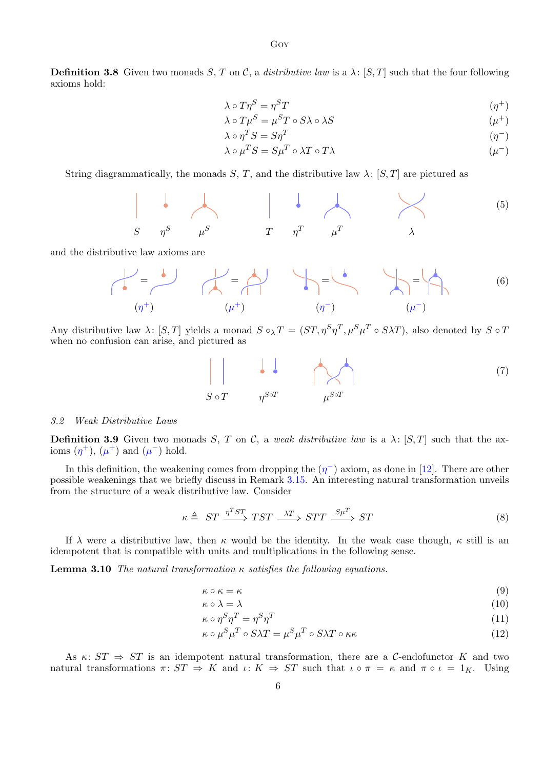**Definition 3.8** Given two monads $S$, $T$ on $\mathcal{C}$, a *distributive law* is a $\lambda\colon [S,T]$ such that the four following axioms hold:

$$\lambda \circ T\eta^S = \eta^S T \qquad (\eta^+)$$
$$\lambda \circ T\mu^S = \mu^S T \circ S\lambda \circ \lambda S \qquad (\mu^+)$$
$$\lambda \circ \eta^T S = S\eta^T \qquad (\eta^-)$$
$$\lambda \circ \mu^T S = S\mu^T \circ \lambda T \circ T\lambda \qquad (\mu^-)$$

String diagrammatically, the monads $S$, $T$, and the distributive law $\lambda\colon [S,T]$ are pictured as

$S \quad \eta^S \quad \mu^S \qquad T \quad \eta^T \quad \mu^T \qquad \lambda$ (5)

and the distributive law axioms are

$(\eta^+) \qquad (\mu^+) \qquad (\eta^-) \qquad (\mu^-)$ (6)

Any distributive law $\lambda\colon [S,T]$ yields a monad $S \circ_\lambda T = (ST, \eta^S\eta^T, \mu^S\mu^T \circ S\lambda T)$, also denoted by $S \circ T$ when no confusion can arise, and pictured as

$S \circ T \qquad \eta^{S\circ T} \qquad \mu^{S\circ T}$ (7)

*3.2 Weak Distributive Laws*

**Definition 3.9** Given two monads $S$, $T$ on $\mathcal{C}$, a *weak distributive law* is a $\lambda\colon [S,T]$ such that the axioms $(\eta^+)$, $(\mu^+)$ and $(\mu^-)$ hold.

In this definition, the weakening comes from dropping the $(\eta^-)$ axiom, as done in [12]. There are other possible weakenings that we briefly discuss in Remark 3.15. An interesting natural transformation unveils from the structure of a weak distributive law. Consider

$$\kappa \triangleq \; ST \xrightarrow{\eta^T ST} TST \xrightarrow{\lambda T} STT \xrightarrow{S\mu^T} ST \qquad (8)$$

If $\lambda$ were a distributive law, then $\kappa$ would be the identity. In the weak case though, $\kappa$ still is an idempotent that is compatible with units and multiplications in the following sense.

**Lemma 3.10** *The natural transformation $\kappa$ satisfies the following equations.*

$$\kappa \circ \kappa = \kappa \qquad (9)$$
$$\kappa \circ \lambda = \lambda \qquad (10)$$
$$\kappa \circ \eta^S\eta^T = \eta^S\eta^T \qquad (11)$$
$$\kappa \circ \mu^S\mu^T \circ S\lambda T = \mu^S\mu^T \circ S\lambda T \circ \kappa\kappa \qquad (12)$$

As $\kappa\colon ST \Rightarrow ST$ is an idempotent natural transformation, there are a $\mathcal{C}$-endofunctor $K$ and two natural transformations $\pi\colon ST \Rightarrow K$ and $\iota\colon K \Rightarrow ST$ such that $\iota \circ \pi = \kappa$ and $\pi \circ \iota = 1_K$. Using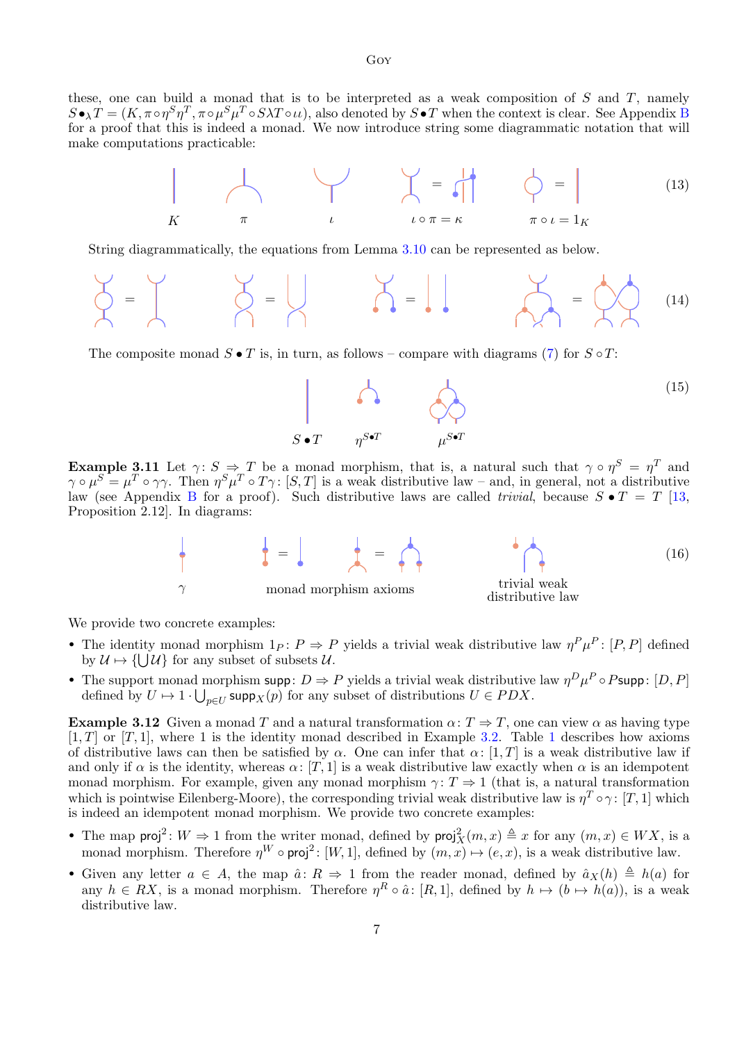these, one can build a monad that is to be interpreted as a weak composition of $S$ and $T$, namely $S \bullet_\lambda T = (K, \pi \circ \eta^S \eta^T, \pi \circ \mu^S \mu^T \circ S\lambda T \circ \iota\iota)$, also denoted by $S \bullet T$ when the context is clear. See Appendix B for a proof that this is indeed a monad. We now introduce string some diagrammatic notation that will make computations practicable:

$$K \qquad \pi \qquad \iota \qquad \iota \circ \pi = \kappa \qquad \pi \circ \iota = 1_K \tag{13}$$

String diagrammatically, the equations from Lemma 3.10 can be represented as below.

$$\tag{14}$$

The composite monad $S \bullet T$ is, in turn, as follows – compare with diagrams (7) for $S \circ T$:

$$S \bullet T \qquad \eta^{S \bullet T} \qquad \mu^{S \bullet T} \tag{15}$$

**Example 3.11** Let $\gamma \colon S \Rightarrow T$ be a monad morphism, that is, a natural such that $\gamma \circ \eta^S = \eta^T$ and $\gamma \circ \mu^S = \mu^T \circ \gamma\gamma$. Then $\eta^S \mu^T \circ T\gamma \colon [S, T]$ is a weak distributive law – and, in general, not a distributive law (see Appendix B for a proof). Such distributive laws are called *trivial*, because $S \bullet T = T$ [13, Proposition 2.12]. In diagrams:

$$\gamma \qquad \text{monad morphism axioms} \qquad \text{trivial weak distributive law} \tag{16}$$

We provide two concrete examples:

- The identity monad morphism $1_P \colon P \Rightarrow P$ yields a trivial weak distributive law $\eta^P \mu^P \colon [P, P]$ defined by $\mathcal{U} \mapsto \{\bigcup \mathcal{U}\}$ for any subset of subsets $\mathcal{U}$.
- The support monad morphism $\mathsf{supp} \colon D \Rightarrow P$ yields a trivial weak distributive law $\eta^D \mu^P \circ P\mathsf{supp} \colon [D, P]$ defined by $U \mapsto 1 \cdot \bigcup_{p \in U} \mathsf{supp}_X(p)$ for any subset of distributions $U \in PDX$.

**Example 3.12** Given a monad $T$ and a natural transformation $\alpha \colon T \Rightarrow T$, one can view $\alpha$ as having type $[1, T]$ or $[T, 1]$, where $1$ is the identity monad described in Example 3.2. Table 1 describes how axioms of distributive laws can then be satisfied by $\alpha$. One can infer that $\alpha \colon [1, T]$ is a weak distributive law if and only if $\alpha$ is the identity, whereas $\alpha \colon [T, 1]$ is a weak distributive law exactly when $\alpha$ is an idempotent monad morphism. For example, given any monad morphism $\gamma \colon T \Rightarrow 1$ (that is, a natural transformation which is pointwise Eilenberg-Moore), the corresponding trivial weak distributive law is $\eta^T \circ \gamma \colon [T, 1]$ which is indeed an idempotent monad morphism. We provide two concrete examples:

- The map $\mathsf{proj}^2 \colon W \Rightarrow 1$ from the writer monad, defined by $\mathsf{proj}^2_X(m, x) \triangleq x$ for any $(m, x) \in WX$, is a monad morphism. Therefore $\eta^W \circ \mathsf{proj}^2 \colon [W, 1]$, defined by $(m, x) \mapsto (e, x)$, is a weak distributive law.
- Given any letter $a \in A$, the map $\hat{a} \colon R \Rightarrow 1$ from the reader monad, defined by $\hat{a}_X(h) \triangleq h(a)$ for any $h \in RX$, is a monad morphism. Therefore $\eta^R \circ \hat{a} \colon [R, 1]$, defined by $h \mapsto (b \mapsto h(a))$, is a weak distributive law.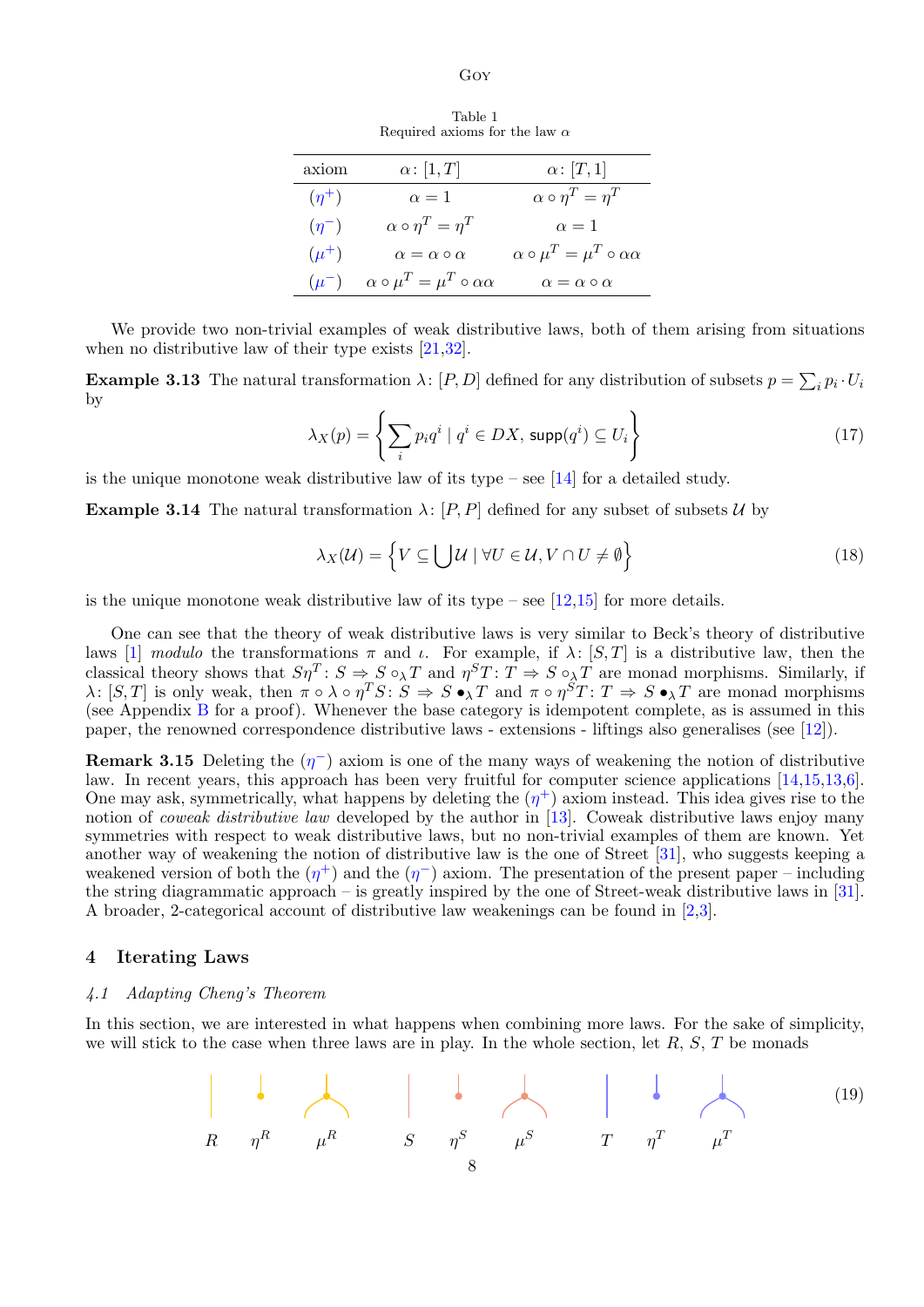Table 1
Required axioms for the law $\alpha$

| axiom | $\alpha\colon [1,T]$ | $\alpha\colon [T,1]$ |
|---|---|---|
| $(\eta^+)$ | $\alpha = 1$ | $\alpha \circ \eta^T = \eta^T$ |
| $(\eta^-)$ | $\alpha \circ \eta^T = \eta^T$ | $\alpha = 1$ |
| $(\mu^+)$ | $\alpha = \alpha \circ \alpha$ | $\alpha \circ \mu^T = \mu^T \circ \alpha\alpha$ |
| $(\mu^-)$ | $\alpha \circ \mu^T = \mu^T \circ \alpha\alpha$ | $\alpha = \alpha \circ \alpha$ |

We provide two non-trivial examples of weak distributive laws, both of them arising from situations when no distributive law of their type exists [21,32].

**Example 3.13** The natural transformation $\lambda\colon [P, D]$ defined for any distribution of subsets $p = \sum_i p_i \cdot U_i$ by

$$\lambda_X(p) = \left\{ \sum_i p_i q^i \mid q^i \in DX,\, \mathsf{supp}(q^i) \subseteq U_i \right\} \tag{17}$$

is the unique monotone weak distributive law of its type – see [14] for a detailed study.

**Example 3.14** The natural transformation $\lambda\colon [P, P]$ defined for any subset of subsets $\mathcal{U}$ by

$$\lambda_X(\mathcal{U}) = \left\{ V \subseteq \bigcup \mathcal{U} \mid \forall U \in \mathcal{U}, V \cap U \neq \emptyset \right\} \tag{18}$$

is the unique monotone weak distributive law of its type – see [12,15] for more details.

One can see that the theory of weak distributive laws is very similar to Beck's theory of distributive laws [1] *modulo* the transformations $\pi$ and $\iota$. For example, if $\lambda\colon [S, T]$ is a distributive law, then the classical theory shows that $S\eta^T\colon S \Rightarrow S \circ_\lambda T$ and $\eta^S T\colon T \Rightarrow S \circ_\lambda T$ are monad morphisms. Similarly, if $\lambda\colon [S, T]$ is only weak, then $\pi \circ \lambda \circ \eta^T S\colon S \Rightarrow S \bullet_\lambda T$ and $\pi \circ \eta^S T\colon T \Rightarrow S \bullet_\lambda T$ are monad morphisms (see Appendix B for a proof). Whenever the base category is idempotent complete, as is assumed in this paper, the renowned correspondence distributive laws - extensions - liftings also generalises (see [12]).

**Remark 3.15** Deleting the $(\eta^-)$ axiom is one of the many ways of weakening the notion of distributive law. In recent years, this approach has been very fruitful for computer science applications [14,15,13,6]. One may ask, symmetrically, what happens by deleting the $(\eta^+)$ axiom instead. This idea gives rise to the notion of *coweak distributive law* developed by the author in [13]. Coweak distributive laws enjoy many symmetries with respect to weak distributive laws, but no non-trivial examples of them are known. Yet another way of weakening the notion of distributive law is the one of Street [31], who suggests keeping a weakened version of both the $(\eta^+)$ and the $(\eta^-)$ axiom. The presentation of the present paper – including the string diagrammatic approach – is greatly inspired by the one of Street-weak distributive laws in [31]. A broader, 2-categorical account of distributive law weakenings can be found in [2,3].

## 4 Iterating Laws

### 4.1 Adapting Cheng's Theorem

In this section, we are interested in what happens when combining more laws. For the sake of simplicity, we will stick to the case when three laws are in play. In the whole section, let $R$, $S$, $T$ be monads

$$R \quad \eta^R \quad \mu^R \qquad S \quad \eta^S \quad \mu^S \qquad T \quad \eta^T \quad \mu^T \tag{19}$$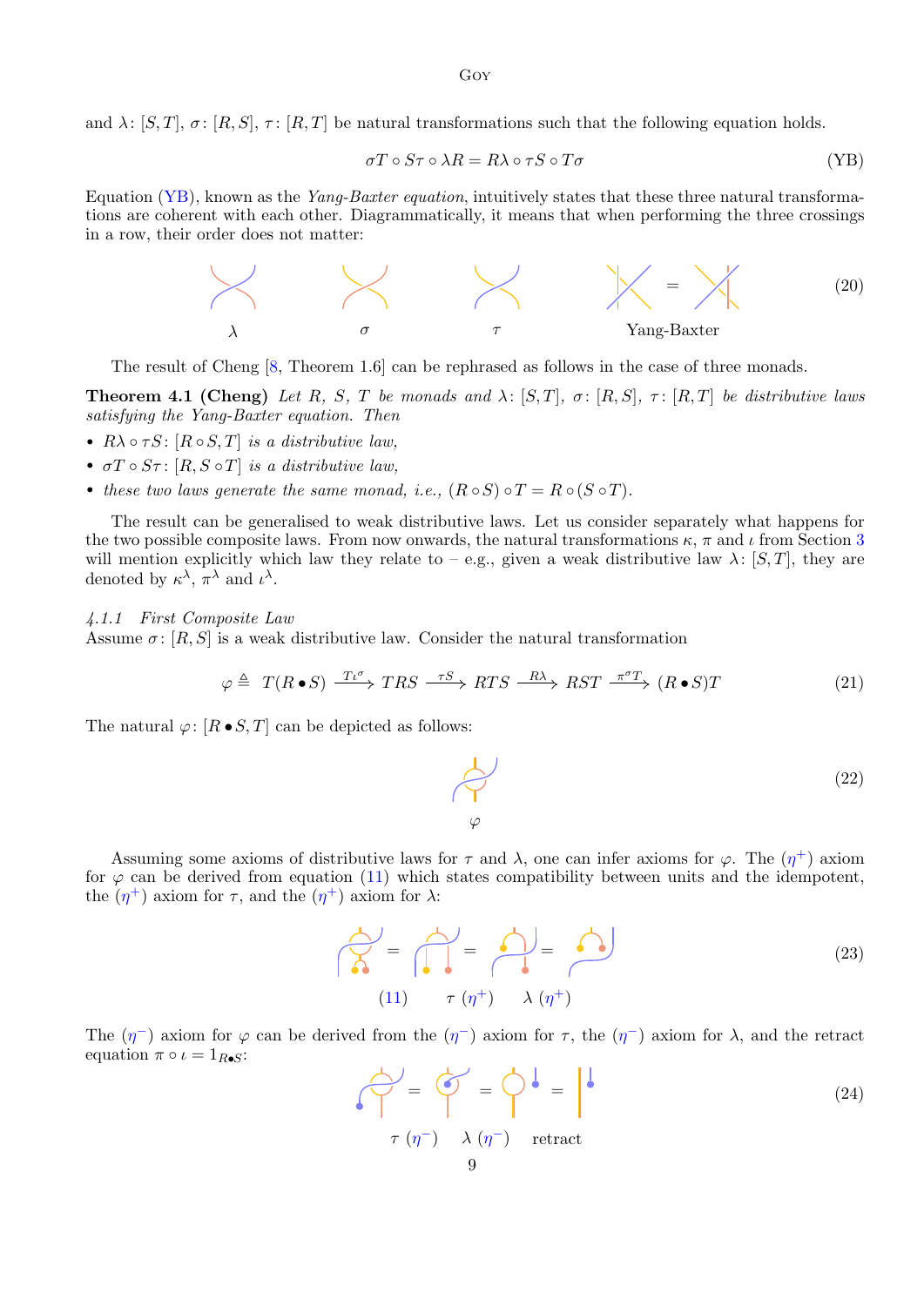and $\lambda\colon [S,T]$, $\sigma\colon [R,S]$, $\tau\colon [R,T]$ be natural transformations such that the following equation holds.

$$\sigma T \circ S\tau \circ \lambda R = R\lambda \circ \tau S \circ T\sigma \tag{YB}$$

Equation (YB), known as the *Yang-Baxter equation*, intuitively states that these three natural transformations are coherent with each other. Diagrammatically, it means that when performing the three crossings in a row, their order does not matter:

$$\lambda \qquad \sigma \qquad \tau \qquad \text{Yang-Baxter} \tag{20}$$

The result of Cheng [8, Theorem 1.6] can be rephrased as follows in the case of three monads.

**Theorem 4.1 (Cheng)** *Let $R$, $S$, $T$ be monads and $\lambda\colon [S,T]$, $\sigma\colon [R,S]$, $\tau\colon [R,T]$ be distributive laws satisfying the Yang-Baxter equation. Then*

- *$R\lambda \circ \tau S\colon [R \circ S, T]$ is a distributive law,*
- *$\sigma T \circ S\tau\colon [R, S \circ T]$ is a distributive law,*
- *these two laws generate the same monad, i.e., $(R \circ S) \circ T = R \circ (S \circ T)$.*

The result can be generalised to weak distributive laws. Let us consider separately what happens for the two possible composite laws. From now onwards, the natural transformations $\kappa$, $\pi$ and $\iota$ from Section 3 will mention explicitly which law they relate to – e.g., given a weak distributive law $\lambda\colon [S,T]$, they are denoted by $\kappa^\lambda$, $\pi^\lambda$ and $\iota^\lambda$.

*4.1.1 First Composite Law*

Assume $\sigma\colon [R,S]$ is a weak distributive law. Consider the natural transformation

$$\varphi \triangleq T(R \bullet S) \xrightarrow{T\iota^\sigma} TRS \xrightarrow{\tau S} RTS \xrightarrow{R\lambda} RST \xrightarrow{\pi^\sigma T} (R \bullet S)T \tag{21}$$

The natural $\varphi\colon [R \bullet S, T]$ can be depicted as follows:

$$\varphi \tag{22}$$

Assuming some axioms of distributive laws for $\tau$ and $\lambda$, one can infer axioms for $\varphi$. The $(\eta^+)$ axiom for $\varphi$ can be derived from equation (11) which states compatibility between units and the idempotent, the $(\eta^+)$ axiom for $\tau$, and the $(\eta^+)$ axiom for $\lambda$:

$$= \;\; = \;\; = \qquad (11) \quad \tau\ (\eta^+) \quad \lambda\ (\eta^+) \tag{23}$$

The $(\eta^-)$ axiom for $\varphi$ can be derived from the $(\eta^-)$ axiom for $\tau$, the $(\eta^-)$ axiom for $\lambda$, and the retract equation $\pi \circ \iota = 1_{R \bullet S}$:

$$= \;\; = \;\; = \qquad \tau\ (\eta^-) \quad \lambda\ (\eta^-) \quad \text{retract} \tag{24}$$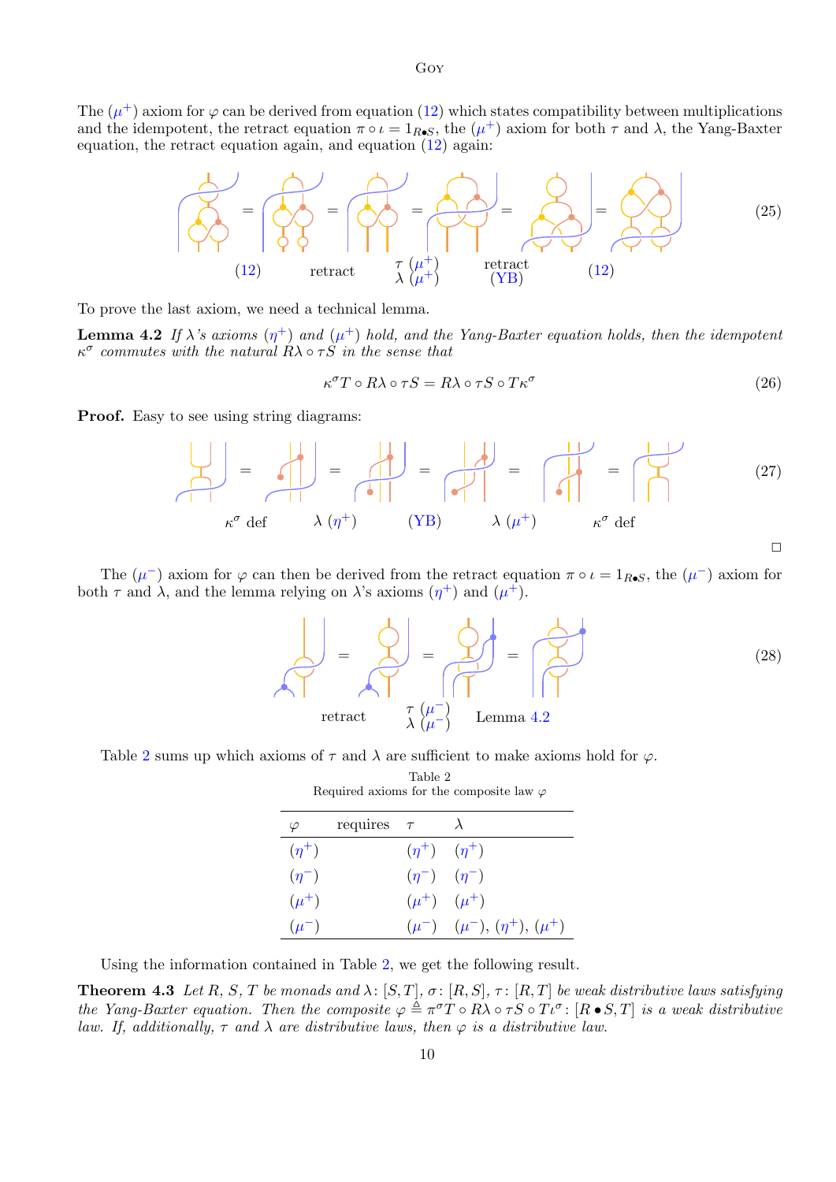The ($\mu^+$) axiom for $\varphi$ can be derived from equation (12) which states compatibility between multiplications and the idempotent, the retract equation $\pi \circ \iota = 1_{R\bullet S}$, the ($\mu^+$) axiom for both $\tau$ and $\lambda$, the Yang-Baxter equation, the retract equation again, and equation (12) again:

$$= \quad = \quad = \quad = \quad = \tag{25}$$

(12) retract $\tau$ ($\mu^+$) $\lambda$ ($\mu^+$) retract (YB) (12)

To prove the last axiom, we need a technical lemma.

**Lemma 4.2** *If $\lambda$'s axioms ($\eta^+$) and ($\mu^+$) hold, and the Yang-Baxter equation holds, then the idempotent $\kappa^\sigma$ commutes with the natural $R\lambda \circ \tau S$ in the sense that*

$$\kappa^\sigma T \circ R\lambda \circ \tau S = R\lambda \circ \tau S \circ T\kappa^\sigma \tag{26}$$

**Proof.** Easy to see using string diagrams:

$$= \quad = \quad = \quad = \quad = \tag{27}$$

$\kappa^\sigma$ def $\lambda$ ($\eta^+$) (YB) $\lambda$ ($\mu^+$) $\kappa^\sigma$ def

□

The ($\mu^-$) axiom for $\varphi$ can then be derived from the retract equation $\pi \circ \iota = 1_{R\bullet S}$, the ($\mu^-$) axiom for both $\tau$ and $\lambda$, and the lemma relying on $\lambda$'s axioms ($\eta^+$) and ($\mu^+$).

$$= \quad = \quad = \tag{28}$$

retract $\tau$ ($\mu^-$) $\lambda$ ($\mu^-$) Lemma 4.2

Table 2 sums up which axioms of $\tau$ and $\lambda$ are sufficient to make axioms hold for $\varphi$.

Table 2
Required axioms for the composite law $\varphi$

| $\varphi$ | requires | $\tau$ | $\lambda$ |
|---|---|---|---|
| ($\eta^+$) | | ($\eta^+$) | ($\eta^+$) |
| ($\eta^-$) | | ($\eta^-$) | ($\eta^-$) |
| ($\mu^+$) | | ($\mu^+$) | ($\mu^+$) |
| ($\mu^-$) | | ($\mu^-$) | ($\mu^-$), ($\eta^+$), ($\mu^+$) |

Using the information contained in Table 2, we get the following result.

**Theorem 4.3** *Let $R$, $S$, $T$ be monads and $\lambda\colon [S,T]$, $\sigma\colon [R,S]$, $\tau\colon [R,T]$ be weak distributive laws satisfying the Yang-Baxter equation. Then the composite $\varphi \triangleq \pi^\sigma T \circ R\lambda \circ \tau S \circ T\iota^\sigma \colon [R \bullet S, T]$ is a weak distributive law. If, additionally, $\tau$ and $\lambda$ are distributive laws, then $\varphi$ is a distributive law.*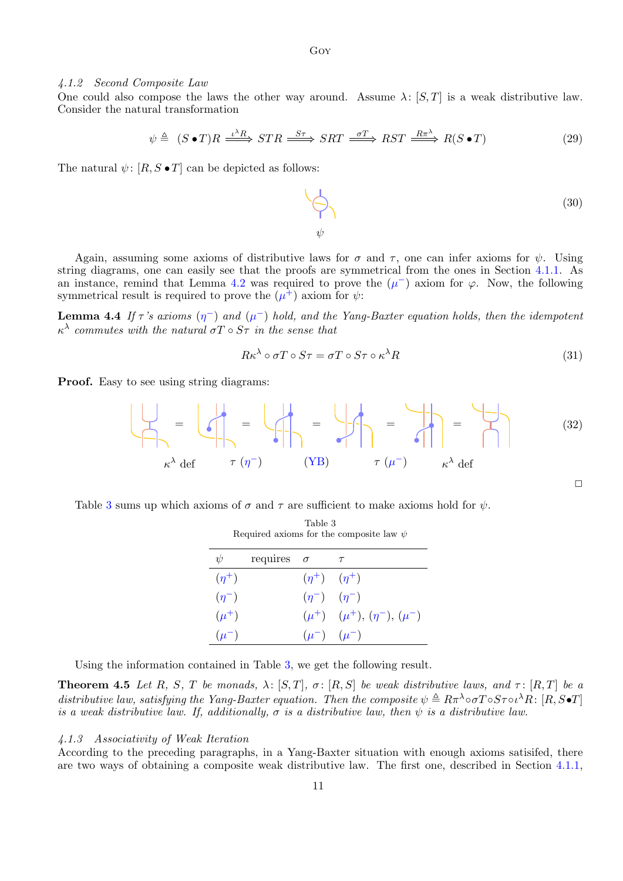#### 4.1.2 Second Composite Law

One could also compose the laws the other way around. Assume $\lambda\colon [S,T]$ is a weak distributive law. Consider the natural transformation

$$\psi \triangleq (S \bullet T)R \xRightarrow{\iota^\lambda R} STR \xRightarrow{S\tau} SRT \xRightarrow{\sigma T} RST \xRightarrow{R\pi^\lambda} R(S \bullet T) \tag{29}$$

The natural $\psi\colon [R, S \bullet T]$ can be depicted as follows:

$$\psi \tag{30}$$

Again, assuming some axioms of distributive laws for $\sigma$ and $\tau$, one can infer axioms for $\psi$. Using string diagrams, one can easily see that the proofs are symmetrical from the ones in Section 4.1.1. As an instance, remind that Lemma 4.2 was required to prove the ($\mu^-$) axiom for $\varphi$. Now, the following symmetrical result is required to prove the ($\mu^+$) axiom for $\psi$:

**Lemma 4.4** *If $\tau$'s axioms ($\eta^-$) and ($\mu^-$) hold, and the Yang-Baxter equation holds, then the idempotent $\kappa^\lambda$ commutes with the natural $\sigma T \circ S\tau$ in the sense that*

$$R\kappa^\lambda \circ \sigma T \circ S\tau = \sigma T \circ S\tau \circ \kappa^\lambda R \tag{31}$$

**Proof.** Easy to see using string diagrams:

$$= \quad = \quad = \quad = \quad = \tag{32}$$

$\kappa^\lambda$ def $\qquad \tau$ ($\eta^-$) $\qquad$ (YB) $\qquad \tau$ ($\mu^-$) $\qquad \kappa^\lambda$ def

□

Table 3 sums up which axioms of $\sigma$ and $\tau$ are sufficient to make axioms hold for $\psi$.

Table 3
Required axioms for the composite law $\psi$

| $\psi$ requires | $\sigma$ | $\tau$ |
|---|---|---|
| ($\eta^+$) | ($\eta^+$) | ($\eta^+$) |
| ($\eta^-$) | ($\eta^-$) | ($\eta^-$) |
| ($\mu^+$) | ($\mu^+$) | ($\mu^+$), ($\eta^-$), ($\mu^-$) |
| ($\mu^-$) | ($\mu^-$) | ($\mu^-$) |

Using the information contained in Table 3, we get the following result.

**Theorem 4.5** *Let $R$, $S$, $T$ be monads, $\lambda\colon [S,T]$, $\sigma\colon [R,S]$ be weak distributive laws, and $\tau\colon [R,T]$ be a distributive law, satisfying the Yang-Baxter equation. Then the composite $\psi \triangleq R\pi^\lambda \circ \sigma T \circ S\tau \circ \iota^\lambda R\colon [R, S \bullet T]$ is a weak distributive law. If, additionally, $\sigma$ is a distributive law, then $\psi$ is a distributive law.*

#### 4.1.3 Associativity of Weak Iteration

According to the preceding paragraphs, in a Yang-Baxter situation with enough axioms satisifed, there are two ways of obtaining a composite weak distributive law. The first one, described in Section 4.1.1,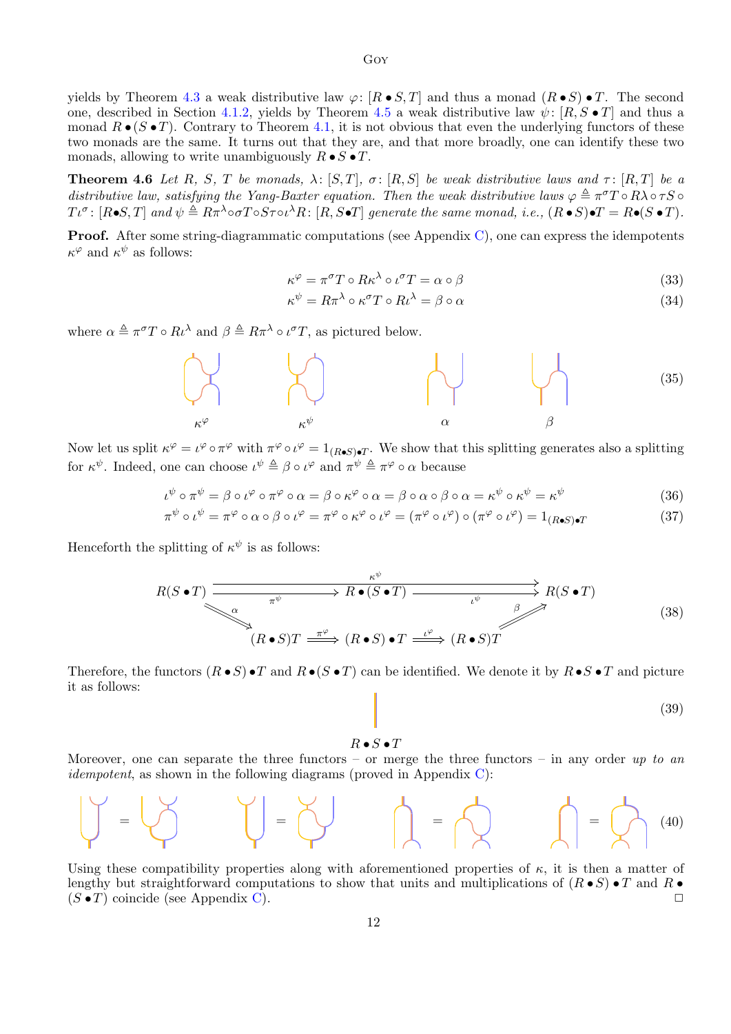yields by Theorem 4.3 a weak distributive law $\varphi\colon [R \bullet S, T]$ and thus a monad $(R \bullet S) \bullet T$. The second one, described in Section 4.1.2, yields by Theorem 4.5 a weak distributive law $\psi\colon [R, S \bullet T]$ and thus a monad $R \bullet (S \bullet T)$. Contrary to Theorem 4.1, it is not obvious that even the underlying functors of these two monads are the same. It turns out that they are, and that more broadly, one can identify these two monads, allowing to write unambiguously $R \bullet S \bullet T$.

**Theorem 4.6** *Let $R$, $S$, $T$ be monads, $\lambda\colon [S, T]$, $\sigma\colon [R, S]$ be weak distributive laws and $\tau\colon [R, T]$ be a distributive law, satisfying the Yang-Baxter equation. Then the weak distributive laws $\varphi \triangleq \pi^\sigma T \circ R\lambda \circ \tau S \circ T\iota^\sigma\colon [R \bullet S, T]$ and $\psi \triangleq R\pi^\lambda \circ \sigma T \circ S\tau \circ \iota^\lambda R\colon [R, S \bullet T]$ generate the same monad, i.e., $(R \bullet S) \bullet T = R \bullet (S \bullet T)$.*

**Proof.** After some string-diagrammatic computations (see Appendix C), one can express the idempotents $\kappa^\varphi$ and $\kappa^\psi$ as follows:

$$\kappa^\varphi = \pi^\sigma T \circ R\kappa^\lambda \circ \iota^\sigma T = \alpha \circ \beta \tag{33}$$

$$\kappa^\psi = R\pi^\lambda \circ \kappa^\sigma T \circ R\iota^\lambda = \beta \circ \alpha \tag{34}$$

where $\alpha \triangleq \pi^\sigma T \circ R\iota^\lambda$ and $\beta \triangleq R\pi^\lambda \circ \iota^\sigma T$, as pictured below.

$$\kappa^\varphi \qquad \kappa^\psi \qquad \alpha \qquad \beta \tag{35}$$

Now let us split $\kappa^\varphi = \iota^\varphi \circ \pi^\varphi$ with $\pi^\varphi \circ \iota^\varphi = 1_{(R \bullet S) \bullet T}$. We show that this splitting generates also a splitting for $\kappa^\psi$. Indeed, one can choose $\iota^\psi \triangleq \beta \circ \iota^\varphi$ and $\pi^\psi \triangleq \pi^\varphi \circ \alpha$ because

$$\iota^\psi \circ \pi^\psi = \beta \circ \iota^\varphi \circ \pi^\varphi \circ \alpha = \beta \circ \kappa^\varphi \circ \alpha = \beta \circ \alpha \circ \beta \circ \alpha = \kappa^\psi \circ \kappa^\psi = \kappa^\psi \tag{36}$$

$$\pi^\psi \circ \iota^\psi = \pi^\varphi \circ \alpha \circ \beta \circ \iota^\varphi = \pi^\varphi \circ \kappa^\varphi \circ \iota^\varphi = (\pi^\varphi \circ \iota^\varphi) \circ (\pi^\varphi \circ \iota^\varphi) = 1_{(R \bullet S) \bullet T} \tag{37}$$

Henceforth the splitting of $\kappa^\psi$ is as follows:

$$\begin{array}{ccccc} R(S \bullet T) & \xrightarrow{\pi^\psi} & R \bullet (S \bullet T) & \xrightarrow{\iota^\psi} & R(S \bullet T) \\ & \searrow^{\alpha} & & \nearrow_{\beta} & \\ & (R \bullet S)T \xrightarrow{\pi^\varphi} & (R \bullet S) \bullet T & \xrightarrow{\iota^\varphi} (R \bullet S)T & \end{array} \tag{38}$$

(with $\kappa^\psi\colon R(S \bullet T) \to R(S \bullet T)$ along the top.)

Therefore, the functors $(R \bullet S) \bullet T$ and $R \bullet (S \bullet T)$ can be identified. We denote it by $R \bullet S \bullet T$ and picture it as follows:

$$R \bullet S \bullet T \tag{39}$$

Moreover, one can separate the three functors – or merge the three functors – in any order *up to an idempotent*, as shown in the following diagrams (proved in Appendix C):

$$(40)$$

Using these compatibility properties along with aforementioned properties of $\kappa$, it is then a matter of lengthy but straightforward computations to show that units and multiplications of $(R \bullet S) \bullet T$ and $R \bullet (S \bullet T)$ coincide (see Appendix C). $\square$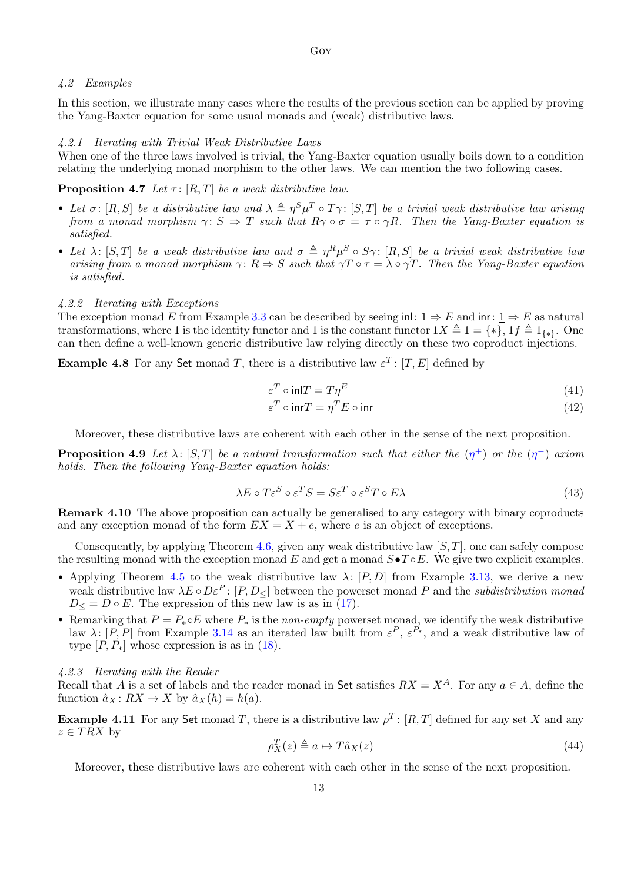### 4.2 Examples

In this section, we illustrate many cases where the results of the previous section can be applied by proving the Yang-Baxter equation for some usual monads and (weak) distributive laws.

#### 4.2.1 Iterating with Trivial Weak Distributive Laws

When one of the three laws involved is trivial, the Yang-Baxter equation usually boils down to a condition relating the underlying monad morphism to the other laws. We can mention the two following cases.

**Proposition 4.7** *Let $\tau\colon [R,T]$ be a weak distributive law.*

- *Let $\sigma\colon [R,S]$ be a distributive law and $\lambda \triangleq \eta^S \mu^T \circ T\gamma\colon [S,T]$ be a trivial weak distributive law arising from a monad morphism $\gamma\colon S \Rightarrow T$ such that $R\gamma \circ \sigma = \tau \circ \gamma R$. Then the Yang-Baxter equation is satisfied.*
- *Let $\lambda\colon [S,T]$ be a weak distributive law and $\sigma \triangleq \eta^R \mu^S \circ S\gamma\colon [R,S]$ be a trivial weak distributive law arising from a monad morphism $\gamma\colon R \Rightarrow S$ such that $\gamma T \circ \tau = \lambda \circ \gamma T$. Then the Yang-Baxter equation is satisfied.*

#### 4.2.2 Iterating with Exceptions

The exception monad $E$ from Example 3.3 can be described by seeing $\mathsf{inl}\colon 1 \Rightarrow E$ and $\mathsf{inr}\colon \underline{1} \Rightarrow E$ as natural transformations, where 1 is the identity functor and $\underline{1}$ is the constant functor $\underline{1}X \triangleq 1 = \{*\}$, $\underline{1}f \triangleq 1_{\{*\}}$. One can then define a well-known generic distributive law relying directly on these two coproduct injections.

**Example 4.8** For any $\mathsf{Set}$ monad $T$, there is a distributive law $\varepsilon^T\colon [T,E]$ defined by

$$\varepsilon^T \circ \mathsf{inl}T = T\eta^E \tag{41}$$

$$\varepsilon^T \circ \mathsf{inr}T = \eta^T E \circ \mathsf{inr} \tag{42}$$

Moreover, these distributive laws are coherent with each other in the sense of the next proposition.

**Proposition 4.9** *Let $\lambda\colon [S,T]$ be a natural transformation such that either the ($\eta^+$) or the ($\eta^-$) axiom holds. Then the following Yang-Baxter equation holds:*

$$\lambda E \circ T\varepsilon^S \circ \varepsilon^T S = S\varepsilon^T \circ \varepsilon^S T \circ E\lambda \tag{43}$$

**Remark 4.10** The above proposition can actually be generalised to any category with binary coproducts and any exception monad of the form $EX = X + e$, where $e$ is an object of exceptions.

Consequently, by applying Theorem 4.6, given any weak distributive law $[S,T]$, one can safely compose the resulting monad with the exception monad $E$ and get a monad $S \bullet T \circ E$. We give two explicit examples.

- Applying Theorem 4.5 to the weak distributive law $\lambda\colon [P,D]$ from Example 3.13, we derive a new weak distributive law $\lambda E \circ D\varepsilon^P\colon [P, D_{\leq}]$ between the powerset monad $P$ and the *subdistribution monad* $D_{\leq} = D \circ E$. The expression of this new law is as in (17).
- Remarking that $P = P_* \circ E$ where $P_*$ is the *non-empty* powerset monad, we identify the weak distributive law $\lambda\colon [P,P]$ from Example 3.14 as an iterated law built from $\varepsilon^P$, $\varepsilon^{P_*}$, and a weak distributive law of type $[P, P_*]$ whose expression is as in (18).

#### 4.2.3 Iterating with the Reader

Recall that $A$ is a set of labels and the reader monad in $\mathsf{Set}$ satisfies $RX = X^A$. For any $a \in A$, define the function $\hat{a}_X\colon RX \to X$ by $\hat{a}_X(h) = h(a)$.

**Example 4.11** For any $\mathsf{Set}$ monad $T$, there is a distributive law $\rho^T\colon [R,T]$ defined for any set $X$ and any $z \in TRX$ by

$$\rho^T_X(z) \triangleq a \mapsto T\hat{a}_X(z) \tag{44}$$

Moreover, these distributive laws are coherent with each other in the sense of the next proposition.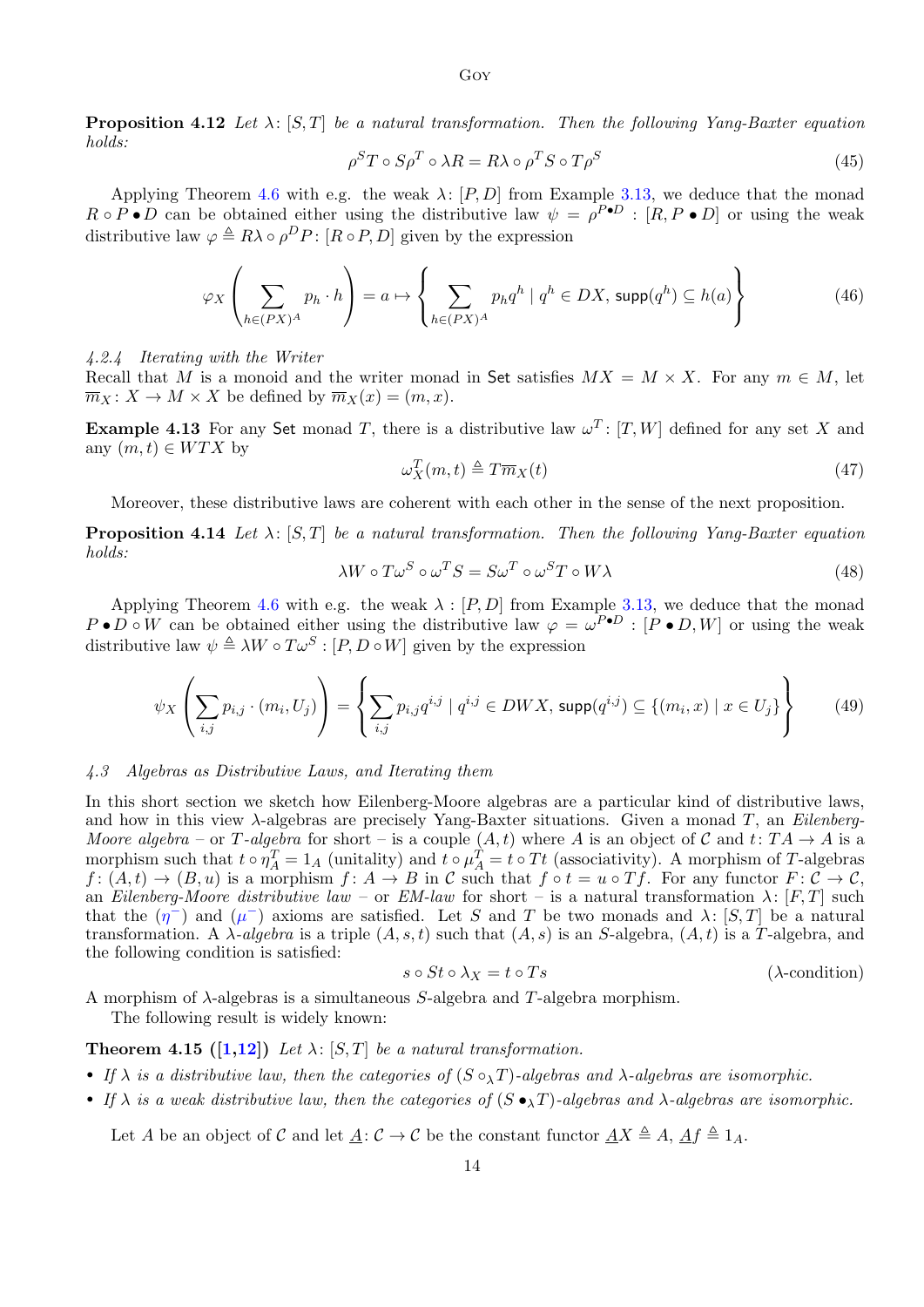**Proposition 4.12** *Let $\lambda\colon [S,T]$ be a natural transformation. Then the following Yang-Baxter equation holds:*

$$\rho^S T \circ S\rho^T \circ \lambda R = R\lambda \circ \rho^T S \circ T\rho^S \tag{45}$$

Applying Theorem 4.6 with e.g. the weak $\lambda\colon [P,D]$ from Example 3.13, we deduce that the monad $R \circ P \bullet D$ can be obtained either using the distributive law $\psi = \rho^{P\bullet D} : [R, P \bullet D]$ or using the weak distributive law $\varphi \triangleq R\lambda \circ \rho^D P \colon [R \circ P, D]$ given by the expression

$$\varphi_X \left( \sum_{h \in (PX)^A} p_h \cdot h \right) = a \mapsto \left\{ \sum_{h \in (PX)^A} p_h q^h \mid q^h \in DX,\ \mathsf{supp}(q^h) \subseteq h(a) \right\} \tag{46}$$

#### 4.2.4 Iterating with the Writer

Recall that $M$ is a monoid and the writer monad in $\mathsf{Set}$ satisfies $MX = M \times X$. For any $m \in M$, let $\overline{m}_X \colon X \to M \times X$ be defined by $\overline{m}_X(x) = (m, x)$.

**Example 4.13** For any $\mathsf{Set}$ monad $T$, there is a distributive law $\omega^T \colon [T, W]$ defined for any set $X$ and any $(m,t) \in WTX$ by

$$\omega^T_X(m,t) \triangleq T\overline{m}_X(t) \tag{47}$$

Moreover, these distributive laws are coherent with each other in the sense of the next proposition.

**Proposition 4.14** *Let $\lambda\colon [S,T]$ be a natural transformation. Then the following Yang-Baxter equation holds:*

$$\lambda W \circ T\omega^S \circ \omega^T S = S\omega^T \circ \omega^S T \circ W\lambda \tag{48}$$

Applying Theorem 4.6 with e.g. the weak $\lambda : [P,D]$ from Example 3.13, we deduce that the monad $P \bullet D \circ W$ can be obtained either using the distributive law $\varphi = \omega^{P\bullet D} : [P \bullet D, W]$ or using the weak distributive law $\psi \triangleq \lambda W \circ T\omega^S : [P, D \circ W]$ given by the expression

$$\psi_X \left( \sum_{i,j} p_{i,j} \cdot (m_i, U_j) \right) = \left\{ \sum_{i,j} p_{i,j} q^{i,j} \mid q^{i,j} \in DWX,\ \mathsf{supp}(q^{i,j}) \subseteq \{(m_i, x) \mid x \in U_j\} \right\} \tag{49}$$

### 4.3 Algebras as Distributive Laws, and Iterating them

In this short section we sketch how Eilenberg-Moore algebras are a particular kind of distributive laws, and how in this view $\lambda$-algebras are precisely Yang-Baxter situations. Given a monad $T$, an *Eilenberg-Moore algebra* – or *$T$-algebra* for short – is a couple $(A,t)$ where $A$ is an object of $\mathcal{C}$ and $t\colon TA \to A$ is a morphism such that $t \circ \eta^T_A = 1_A$ (unitality) and $t \circ \mu^T_A = t \circ Tt$ (associativity). A morphism of $T$-algebras $f\colon (A,t) \to (B,u)$ is a morphism $f\colon A \to B$ in $\mathcal{C}$ such that $f \circ t = u \circ Tf$. For any functor $F\colon \mathcal{C} \to \mathcal{C}$, an *Eilenberg-Moore distributive law* – or *EM-law* for short – is a natural transformation $\lambda\colon [F,T]$ such that the ($\eta^-$) and ($\mu^-$) axioms are satisfied. Let $S$ and $T$ be two monads and $\lambda\colon [S,T]$ be a natural transformation. A *$\lambda$-algebra* is a triple $(A,s,t)$ such that $(A,s)$ is an $S$-algebra, $(A,t)$ is a $T$-algebra, and the following condition is satisfied:

$$s \circ St \circ \lambda_X = t \circ Ts \tag{$\lambda$-condition}$$

A morphism of $\lambda$-algebras is a simultaneous $S$-algebra and $T$-algebra morphism.

The following result is widely known:

**Theorem 4.15 ([1,12])** *Let $\lambda\colon [S,T]$ be a natural transformation.*

- *If $\lambda$ is a distributive law, then the categories of $(S \circ_\lambda T)$-algebras and $\lambda$-algebras are isomorphic.*
- *If $\lambda$ is a weak distributive law, then the categories of $(S \bullet_\lambda T)$-algebras and $\lambda$-algebras are isomorphic.*

Let $A$ be an object of $\mathcal{C}$ and let $\underline{A}\colon \mathcal{C} \to \mathcal{C}$ be the constant functor $\underline{A}X \triangleq A$, $\underline{A}f \triangleq 1_A$.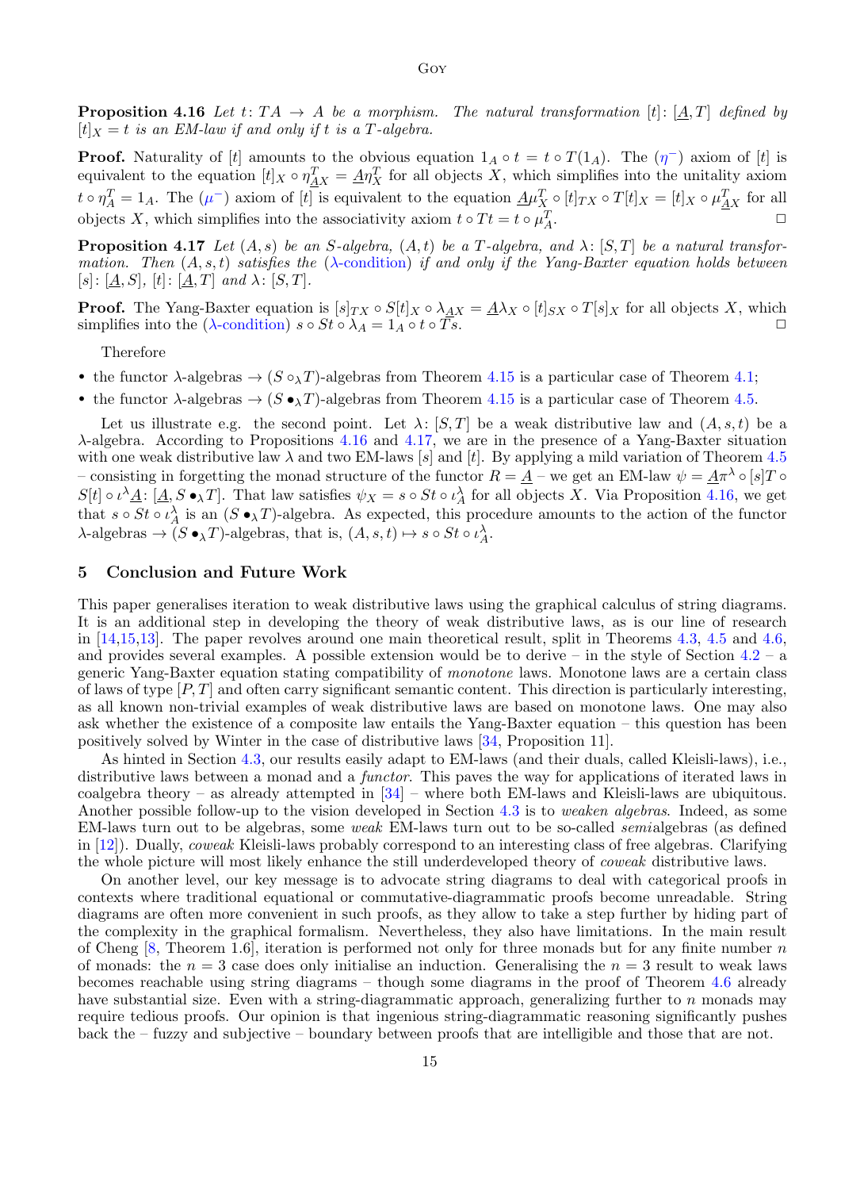**Proposition 4.16** *Let $t\colon TA \to A$ be a morphism. The natural transformation $[t]\colon [\underline{A}, T]$ defined by $[t]_X = t$ is an EM-law if and only if $t$ is a $T$-algebra.*

**Proof.** Naturality of $[t]$ amounts to the obvious equation $1_A \circ t = t \circ T(1_A)$. The ($\eta^-$) axiom of $[t]$ is equivalent to the equation $[t]_X \circ \eta^T_{\underline{A}X} = \underline{A}\eta^T_X$ for all objects $X$, which simplifies into the unitality axiom $t \circ \eta^T_A = 1_A$. The ($\mu^-$) axiom of $[t]$ is equivalent to the equation $\underline{A}\mu^T_X \circ [t]_{TX} \circ T[t]_X = [t]_X \circ \mu^T_{\underline{A}X}$ for all objects $X$, which simplifies into the associativity axiom $t \circ Tt = t \circ \mu^T_A$. □

**Proposition 4.17** *Let $(A, s)$ be an $S$-algebra, $(A, t)$ be a $T$-algebra, and $\lambda\colon [S, T]$ be a natural transformation. Then $(A, s, t)$ satisfies the ($\lambda$-condition) if and only if the Yang-Baxter equation holds between $[s]\colon [\underline{A}, S]$, $[t]\colon [\underline{A}, T]$ and $\lambda\colon [S, T]$.*

**Proof.** The Yang-Baxter equation is $[s]_{TX} \circ S[t]_X \circ \lambda_{\underline{A}X} = \underline{A}\lambda_X \circ [t]_{SX} \circ T[s]_X$ for all objects $X$, which simplifies into the ($\lambda$-condition) $s \circ St \circ \lambda_A = 1_A \circ t \circ Ts$. □

Therefore

- the functor $\lambda$-algebras $\to$ ($S \circ_\lambda T$)-algebras from Theorem 4.15 is a particular case of Theorem 4.1;
- the functor $\lambda$-algebras $\to$ ($S \bullet_\lambda T$)-algebras from Theorem 4.15 is a particular case of Theorem 4.5.

Let us illustrate e.g. the second point. Let $\lambda\colon [S, T]$ be a weak distributive law and $(A, s, t)$ be a $\lambda$-algebra. According to Propositions 4.16 and 4.17, we are in the presence of a Yang-Baxter situation with one weak distributive law $\lambda$ and two EM-laws $[s]$ and $[t]$. By applying a mild variation of Theorem 4.5 – consisting in forgetting the monad structure of the functor $R = \underline{A}$ – we get an EM-law $\psi = \underline{A}\pi^\lambda \circ [s]T \circ S[t] \circ \iota^\lambda \underline{A}\colon [\underline{A}, S \bullet_\lambda T]$. That law satisfies $\psi_X = s \circ St \circ \iota^\lambda_A$ for all objects $X$. Via Proposition 4.16, we get that $s \circ St \circ \iota^\lambda_A$ is an ($S \bullet_\lambda T$)-algebra. As expected, this procedure amounts to the action of the functor $\lambda$-algebras $\to$ ($S \bullet_\lambda T$)-algebras, that is, $(A, s, t) \mapsto s \circ St \circ \iota^\lambda_A$.

## 5 Conclusion and Future Work

This paper generalises iteration to weak distributive laws using the graphical calculus of string diagrams. It is an additional step in developing the theory of weak distributive laws, as is our line of research in [14,15,13]. The paper revolves around one main theoretical result, split in Theorems 4.3, 4.5 and 4.6, and provides several examples. A possible extension would be to derive – in the style of Section 4.2 – a generic Yang-Baxter equation stating compatibility of *monotone* laws. Monotone laws are a certain class of laws of type $[P, T]$ and often carry significant semantic content. This direction is particularly interesting, as all known non-trivial examples of weak distributive laws are based on monotone laws. One may also ask whether the existence of a composite law entails the Yang-Baxter equation – this question has been positively solved by Winter in the case of distributive laws [34, Proposition 11].

As hinted in Section 4.3, our results easily adapt to EM-laws (and their duals, called Kleisli-laws), i.e., distributive laws between a monad and a *functor*. This paves the way for applications of iterated laws in coalgebra theory – as already attempted in [34] – where both EM-laws and Kleisli-laws are ubiquitous. Another possible follow-up to the vision developed in Section 4.3 is to *weaken algebras*. Indeed, as some EM-laws turn out to be algebras, some *weak* EM-laws turn out to be so-called *semi*algebras (as defined in [12]). Dually, *coweak* Kleisli-laws probably correspond to an interesting class of free algebras. Clarifying the whole picture will most likely enhance the still underdeveloped theory of *coweak* distributive laws.

On another level, our key message is to advocate string diagrams to deal with categorical proofs in contexts where traditional equational or commutative-diagrammatic proofs become unreadable. String diagrams are often more convenient in such proofs, as they allow to take a step further by hiding part of the complexity in the graphical formalism. Nevertheless, they also have limitations. In the main result of Cheng [8, Theorem 1.6], iteration is performed not only for three monads but for any finite number $n$ of monads: the $n = 3$ case does only initialise an induction. Generalising the $n = 3$ result to weak laws becomes reachable using string diagrams – though some diagrams in the proof of Theorem 4.6 already have substantial size. Even with a string-diagrammatic approach, generalizing further to $n$ monads may require tedious proofs. Our opinion is that ingenious string-diagrammatic reasoning significantly pushes back the – fuzzy and subjective – boundary between proofs that are intelligible and those that are not.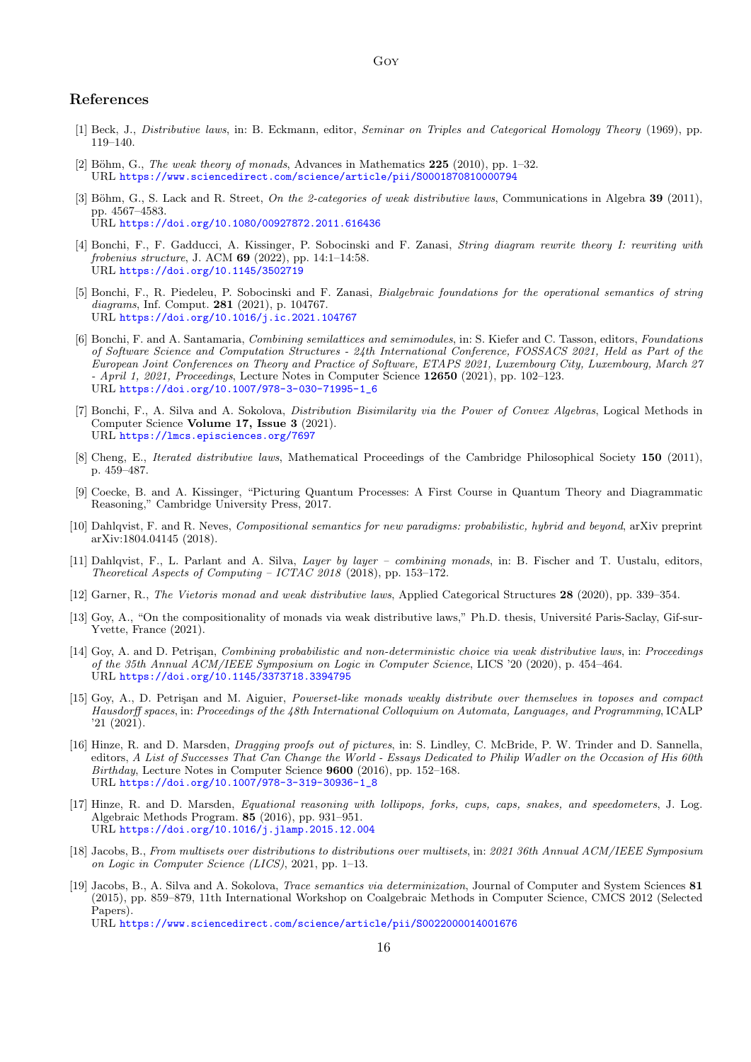## References

[1] Beck, J., *Distributive laws*, in: B. Eckmann, editor, *Seminar on Triples and Categorical Homology Theory* (1969), pp. 119–140.

[2] Böhm, G., *The weak theory of monads*, Advances in Mathematics **225** (2010), pp. 1–32.
URL https://www.sciencedirect.com/science/article/pii/S0001870810000794

[3] Böhm, G., S. Lack and R. Street, *On the 2-categories of weak distributive laws*, Communications in Algebra **39** (2011), pp. 4567–4583.
URL https://doi.org/10.1080/00927872.2011.616436

[4] Bonchi, F., F. Gadducci, A. Kissinger, P. Sobocinski and F. Zanasi, *String diagram rewrite theory I: rewriting with frobenius structure*, J. ACM **69** (2022), pp. 14:1–14:58.
URL https://doi.org/10.1145/3502719

[5] Bonchi, F., R. Piedeleu, P. Sobocinski and F. Zanasi, *Bialgebraic foundations for the operational semantics of string diagrams*, Inf. Comput. **281** (2021), p. 104767.
URL https://doi.org/10.1016/j.ic.2021.104767

[6] Bonchi, F. and A. Santamaria, *Combining semilattices and semimodules*, in: S. Kiefer and C. Tasson, editors, *Foundations of Software Science and Computation Structures - 24th International Conference, FOSSACS 2021, Held as Part of the European Joint Conferences on Theory and Practice of Software, ETAPS 2021, Luxembourg City, Luxembourg, March 27 - April 1, 2021, Proceedings*, Lecture Notes in Computer Science **12650** (2021), pp. 102–123.
URL https://doi.org/10.1007/978-3-030-71995-1_6

[7] Bonchi, F., A. Silva and A. Sokolova, *Distribution Bisimilarity via the Power of Convex Algebras*, Logical Methods in Computer Science **Volume 17, Issue 3** (2021).
URL https://lmcs.episciences.org/7697

[8] Cheng, E., *Iterated distributive laws*, Mathematical Proceedings of the Cambridge Philosophical Society **150** (2011), p. 459–487.

[9] Coecke, B. and A. Kissinger, "Picturing Quantum Processes: A First Course in Quantum Theory and Diagrammatic Reasoning," Cambridge University Press, 2017.

[10] Dahlqvist, F. and R. Neves, *Compositional semantics for new paradigms: probabilistic, hybrid and beyond*, arXiv preprint arXiv:1804.04145 (2018).

[11] Dahlqvist, F., L. Parlant and A. Silva, *Layer by layer – combining monads*, in: B. Fischer and T. Uustalu, editors, *Theoretical Aspects of Computing – ICTAC 2018* (2018), pp. 153–172.

[12] Garner, R., *The Vietoris monad and weak distributive laws*, Applied Categorical Structures **28** (2020), pp. 339–354.

[13] Goy, A., "On the compositionality of monads via weak distributive laws," Ph.D. thesis, Université Paris-Saclay, Gif-sur-Yvette, France (2021).

[14] Goy, A. and D. Petrişan, *Combining probabilistic and non-deterministic choice via weak distributive laws*, in: *Proceedings of the 35th Annual ACM/IEEE Symposium on Logic in Computer Science*, LICS '20 (2020), p. 454–464.
URL https://doi.org/10.1145/3373718.3394795

[15] Goy, A., D. Petrişan and M. Aiguier, *Powerset-like monads weakly distribute over themselves in toposes and compact Hausdorff spaces*, in: *Proceedings of the 48th International Colloquium on Automata, Languages, and Programming*, ICALP '21 (2021).

[16] Hinze, R. and D. Marsden, *Dragging proofs out of pictures*, in: S. Lindley, C. McBride, P. W. Trinder and D. Sannella, editors, *A List of Successes That Can Change the World - Essays Dedicated to Philip Wadler on the Occasion of His 60th Birthday*, Lecture Notes in Computer Science **9600** (2016), pp. 152–168.
URL https://doi.org/10.1007/978-3-319-30936-1_8

[17] Hinze, R. and D. Marsden, *Equational reasoning with lollipops, forks, cups, caps, snakes, and speedometers*, J. Log. Algebraic Methods Program. **85** (2016), pp. 931–951.
URL https://doi.org/10.1016/j.jlamp.2015.12.004

[18] Jacobs, B., *From multisets over distributions to distributions over multisets*, in: *2021 36th Annual ACM/IEEE Symposium on Logic in Computer Science (LICS)*, 2021, pp. 1–13.

[19] Jacobs, B., A. Silva and A. Sokolova, *Trace semantics via determinization*, Journal of Computer and System Sciences **81** (2015), pp. 859–879, 11th International Workshop on Coalgebraic Methods in Computer Science, CMCS 2012 (Selected Papers).
URL https://www.sciencedirect.com/science/article/pii/S0022000014001676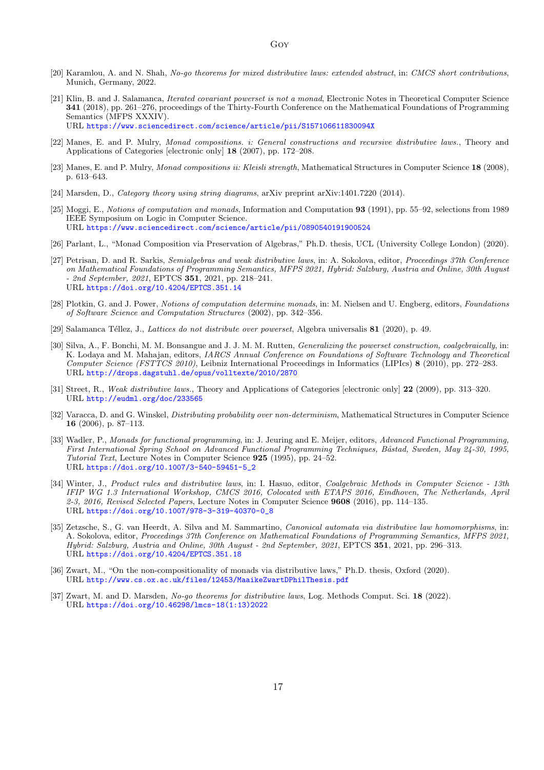[20] Karamlou, A. and N. Shah, *No-go theorems for mixed distributive laws: extended abstract*, in: *CMCS short contributions*, Munich, Germany, 2022.

[21] Klin, B. and J. Salamanca, *Iterated covariant powerset is not a monad*, Electronic Notes in Theoretical Computer Science **341** (2018), pp. 261–276, proceedings of the Thirty-Fourth Conference on the Mathematical Foundations of Programming Semantics (MFPS XXXIV).
URL https://www.sciencedirect.com/science/article/pii/S157106611830094X

[22] Manes, E. and P. Mulry, *Monad compositions. i: General constructions and recursive distributive laws.*, Theory and Applications of Categories [electronic only] **18** (2007), pp. 172–208.

[23] Manes, E. and P. Mulry, *Monad compositions ii: Kleisli strength*, Mathematical Structures in Computer Science **18** (2008), p. 613–643.

[24] Marsden, D., *Category theory using string diagrams*, arXiv preprint arXiv:1401.7220 (2014).

[25] Moggi, E., *Notions of computation and monads*, Information and Computation **93** (1991), pp. 55–92, selections from 1989 IEEE Symposium on Logic in Computer Science.
URL https://www.sciencedirect.com/science/article/pii/0890540191900524

[26] Parlant, L., "Monad Composition via Preservation of Algebras," Ph.D. thesis, UCL (University College London) (2020).

[27] Petrisan, D. and R. Sarkis, *Semialgebras and weak distributive laws*, in: A. Sokolova, editor, *Proceedings 37th Conference on Mathematical Foundations of Programming Semantics, MFPS 2021, Hybrid: Salzburg, Austria and Online, 30th August - 2nd September, 2021*, EPTCS **351**, 2021, pp. 218–241.
URL https://doi.org/10.4204/EPTCS.351.14

[28] Plotkin, G. and J. Power, *Notions of computation determine monads*, in: M. Nielsen and U. Engberg, editors, *Foundations of Software Science and Computation Structures* (2002), pp. 342–356.

[29] Salamanca Téllez, J., *Lattices do not distribute over powerset*, Algebra universalis **81** (2020), p. 49.

[30] Silva, A., F. Bonchi, M. M. Bonsangue and J. J. M. M. Rutten, *Generalizing the powerset construction, coalgebraically*, in: K. Lodaya and M. Mahajan, editors, *IARCS Annual Conference on Foundations of Software Technology and Theoretical Computer Science (FSTTCS 2010)*, Leibniz International Proceedings in Informatics (LIPIcs) **8** (2010), pp. 272–283.
URL http://drops.dagstuhl.de/opus/volltexte/2010/2870

[31] Street, R., *Weak distributive laws.*, Theory and Applications of Categories [electronic only] **22** (2009), pp. 313–320.
URL http://eudml.org/doc/233565

[32] Varacca, D. and G. Winskel, *Distributing probability over non-determinism*, Mathematical Structures in Computer Science **16** (2006), p. 87–113.

[33] Wadler, P., *Monads for functional programming*, in: J. Jeuring and E. Meijer, editors, *Advanced Functional Programming, First International Spring School on Advanced Functional Programming Techniques, Båstad, Sweden, May 24-30, 1995, Tutorial Text*, Lecture Notes in Computer Science **925** (1995), pp. 24–52.
URL https://doi.org/10.1007/3-540-59451-5_2

[34] Winter, J., *Product rules and distributive laws*, in: I. Hasuo, editor, *Coalgebraic Methods in Computer Science - 13th IFIP WG 1.3 International Workshop, CMCS 2016, Colocated with ETAPS 2016, Eindhoven, The Netherlands, April 2-3, 2016, Revised Selected Papers*, Lecture Notes in Computer Science **9608** (2016), pp. 114–135.
URL https://doi.org/10.1007/978-3-319-40370-0_8

[35] Zetzsche, S., G. van Heerdt, A. Silva and M. Sammartino, *Canonical automata via distributive law homomorphisms*, in: A. Sokolova, editor, *Proceedings 37th Conference on Mathematical Foundations of Programming Semantics, MFPS 2021, Hybrid: Salzburg, Austria and Online, 30th August - 2nd September, 2021*, EPTCS **351**, 2021, pp. 296–313.
URL https://doi.org/10.4204/EPTCS.351.18

[36] Zwart, M., "On the non-compositionality of monads via distributive laws," Ph.D. thesis, Oxford (2020).
URL http://www.cs.ox.ac.uk/files/12453/MaaikeZwartDPhilThesis.pdf

[37] Zwart, M. and D. Marsden, *No-go theorems for distributive laws*, Log. Methods Comput. Sci. **18** (2022).
URL https://doi.org/10.46298/lmcs-18(1:13)2022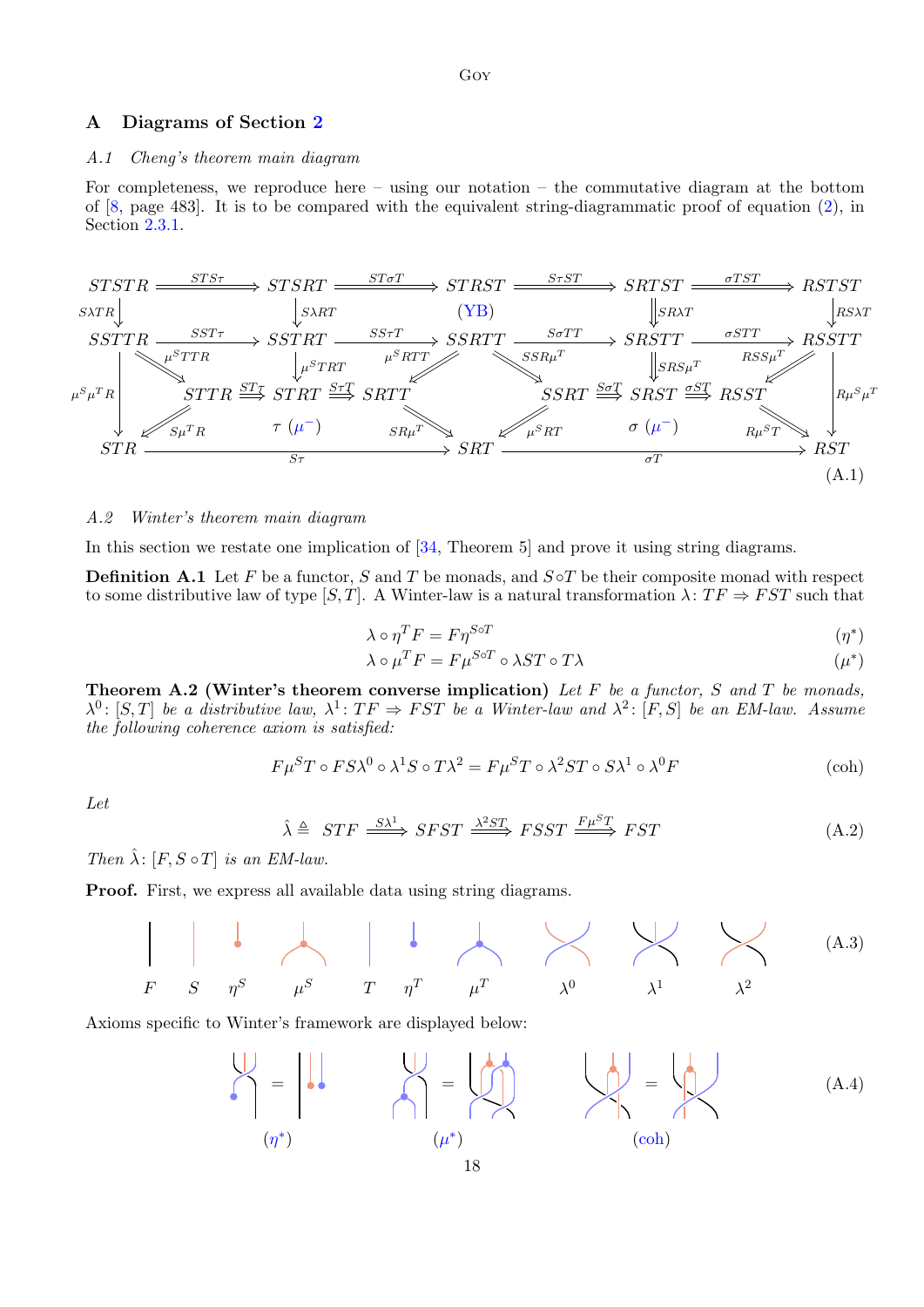## A Diagrams of Section 2

### A.1 Cheng's theorem main diagram

For completeness, we reproduce here – using our notation – the commutative diagram at the bottom of [8, page 483]. It is to be compared with the equivalent string-diagrammatic proof of equation (2), in Section 2.3.1.

$$
\begin{array}{ccccccccc}
STSTR & \xrightarrow{STS\tau} & STSRT & \xrightarrow{ST\sigma T} & STRST & \xrightarrow{S\tau ST} & SRTST & \xrightarrow{\sigma TST} & RSTST \\
\downarrow S\lambda TR & & \downarrow S\lambda RT & & (\text{YB}) & & \Downarrow SR\lambda T & & \downarrow RS\lambda T \\
SSTTR & \xrightarrow{SST\tau} & SSTRT & \xrightarrow{SS\tau T} & SSRTT & \xrightarrow{S\sigma TT} & SRSTT & \xrightarrow{\sigma STT} & RSSTT \\
 & \mu^S TTR & \downarrow \mu^S TRT & \mu^S RTT & & SSR\mu^T & \Downarrow SRS\mu^T & RSS\mu^T & \\
\mu^S\mu^T R & STTR \xrightarrow{ST\tau} & STRT & \xrightarrow{S\tau T} SRTT & & SSRT \xrightarrow{S\sigma T} & SRST & \xrightarrow{\sigma ST} RSST & R\mu^S\mu^T \\
 & S\mu^T R & \tau\ (\mu^-) & SR\mu^T & & \mu^S RT & \sigma\ (\mu^-) & R\mu^S T & \\
STR & & \xrightarrow{S\tau} & & SRT & & \xrightarrow{\sigma T} & & RST
\end{array}
\tag{A.1}
$$

### A.2 Winter's theorem main diagram

In this section we restate one implication of [34, Theorem 5] and prove it using string diagrams.

**Definition A.1** Let $F$ be a functor, $S$ and $T$ be monads, and $S\circ T$ be their composite monad with respect to some distributive law of type $[S,T]$. A Winter-law is a natural transformation $\lambda\colon TF \Rightarrow FST$ such that

$$\lambda \circ \eta^T F = F\eta^{S\circ T} \tag{$\eta^*$}$$

$$\lambda \circ \mu^T F = F\mu^{S\circ T} \circ \lambda ST \circ T\lambda \tag{$\mu^*$}$$

**Theorem A.2 (Winter's theorem converse implication)** *Let $F$ be a functor, $S$ and $T$ be monads, $\lambda^0\colon [S,T]$ be a distributive law, $\lambda^1\colon TF \Rightarrow FST$ be a Winter-law and $\lambda^2\colon [F,S]$ be an EM-law. Assume the following coherence axiom is satisfied:*

$$F\mu^S T \circ FS\lambda^0 \circ \lambda^1 S \circ T\lambda^2 = F\mu^S T \circ \lambda^2 ST \circ S\lambda^1 \circ \lambda^0 F \tag{coh}$$

*Let*

$$\hat{\lambda} \triangleq\ STF \xRightarrow{S\lambda^1} SFST \xRightarrow{\lambda^2 ST} FSST \xRightarrow{F\mu^S T} FST \tag{A.2}$$

*Then $\hat{\lambda}\colon [F, S\circ T]$ is an EM-law.*

**Proof.** First, we express all available data using string diagrams.

$$F \quad S \quad \eta^S \quad \mu^S \quad T \quad \eta^T \quad \mu^T \quad \lambda^0 \quad \lambda^1 \quad \lambda^2 \tag{A.3}$$

Axioms specific to Winter's framework are displayed below:

$$(\eta^*) \qquad (\mu^*) \qquad (\text{coh}) \tag{A.4}$$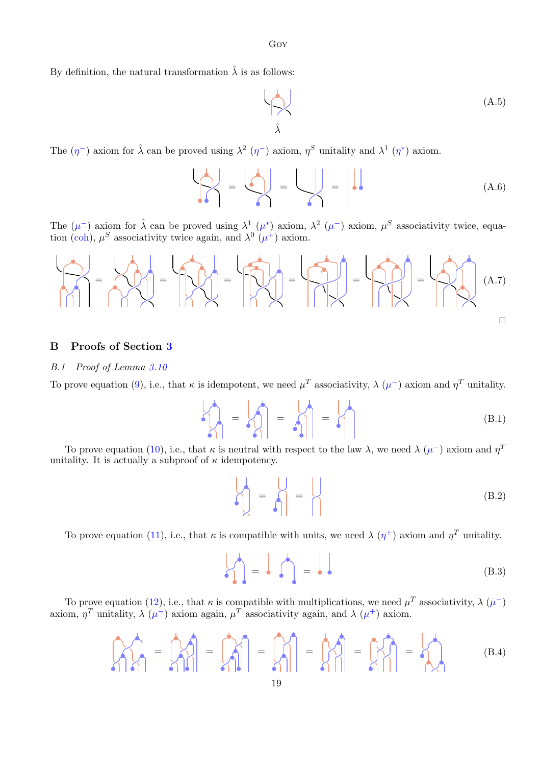By definition, the natural transformation $\hat{\lambda}$ is as follows:

$$\hat{\lambda} \tag{A.5}$$

The ($\eta^-$) axiom for $\hat{\lambda}$ can be proved using $\lambda^2$ ($\eta^-$) axiom, $\eta^S$ unitality and $\lambda^1$ ($\eta^*$) axiom.

(A.6)

The ($\mu^-$) axiom for $\hat{\lambda}$ can be proved using $\lambda^1$ ($\mu^*$) axiom, $\lambda^2$ ($\mu^-$) axiom, $\mu^S$ associativity twice, equation (coh), $\mu^S$ associativity twice again, and $\lambda^0$ ($\mu^+$) axiom.

(A.7)

□

## B Proofs of Section 3

### B.1 Proof of Lemma 3.10

To prove equation (9), i.e., that $\kappa$ is idempotent, we need $\mu^T$ associativity, $\lambda$ ($\mu^-$) axiom and $\eta^T$ unitality.

(B.1)

To prove equation (10), i.e., that $\kappa$ is neutral with respect to the law $\lambda$, we need $\lambda$ ($\mu^-$) axiom and $\eta^T$ unitality. It is actually a subproof of $\kappa$ idempotency.

(B.2)

To prove equation (11), i.e., that $\kappa$ is compatible with units, we need $\lambda$ ($\eta^+$) axiom and $\eta^T$ unitality.

(B.3)

To prove equation (12), i.e., that $\kappa$ is compatible with multiplications, we need $\mu^T$ associativity, $\lambda$ ($\mu^-$) axiom, $\eta^T$ unitality, $\lambda$ ($\mu^-$) axiom again, $\mu^T$ associativity again, and $\lambda$ ($\mu^+$) axiom.

(B.4)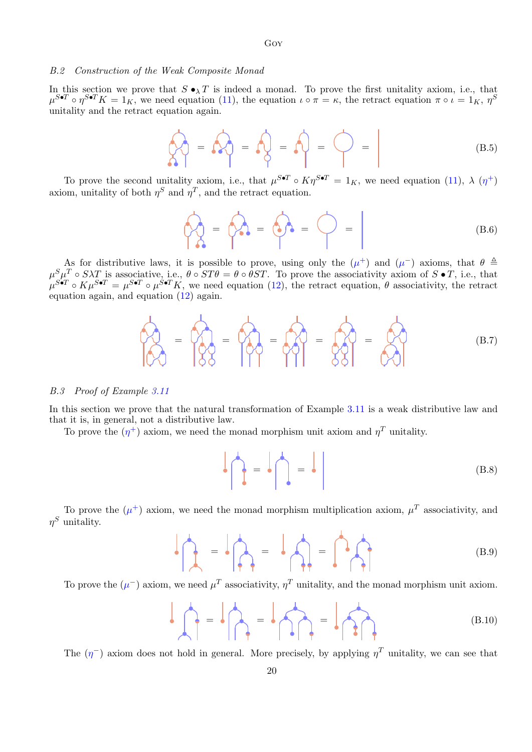### B.2 *Construction of the Weak Composite Monad*

In this section we prove that $S \bullet_\lambda T$ is indeed a monad. To prove the first unitality axiom, i.e., that $\mu^{S\bullet T} \circ \eta^{S\bullet T} K = 1_K$, we need equation (11), the equation $\iota \circ \pi = \kappa$, the retract equation $\pi \circ \iota = 1_K$, $\eta^S$ unitality and the retract equation again.

$$(\text{B.5})$$

To prove the second unitality axiom, i.e., that $\mu^{S\bullet T} \circ K\eta^{S\bullet T} = 1_K$, we need equation (11), $\lambda$ ($\eta^+$) axiom, unitality of both $\eta^S$ and $\eta^T$, and the retract equation.

$$(\text{B.6})$$

As for distributive laws, it is possible to prove, using only the ($\mu^+$) and ($\mu^-$) axioms, that $\theta \triangleq \mu^S\mu^T \circ S\lambda T$ is associative, i.e., $\theta \circ ST\theta = \theta \circ \theta ST$. To prove the associativity axiom of $S \bullet T$, i.e., that $\mu^{S\bullet T} \circ K\mu^{S\bullet T} = \mu^{S\bullet T} \circ \mu^{S\bullet T} K$, we need equation (12), the retract equation, $\theta$ associativity, the retract equation again, and equation (12) again.

$$(\text{B.7})$$

### B.3 *Proof of Example 3.11*

In this section we prove that the natural transformation of Example 3.11 is a weak distributive law and that it is, in general, not a distributive law.

To prove the ($\eta^+$) axiom, we need the monad morphism unit axiom and $\eta^T$ unitality.

$$(\text{B.8})$$

To prove the ($\mu^+$) axiom, we need the monad morphism multiplication axiom, $\mu^T$ associativity, and $\eta^S$ unitality.

$$(\text{B.9})$$

To prove the ($\mu^-$) axiom, we need $\mu^T$ associativity, $\eta^T$ unitality, and the monad morphism unit axiom.

$$(\text{B.10})$$

The ($\eta^-$) axiom does not hold in general. More precisely, by applying $\eta^T$ unitality, we can see that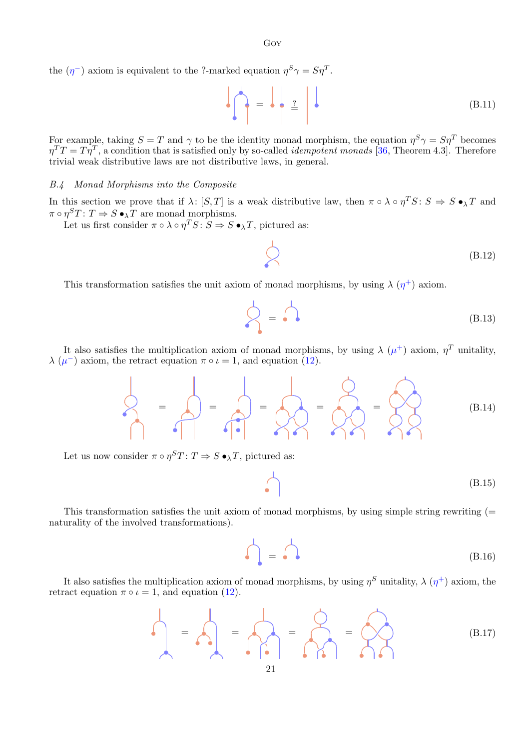the ($\eta^-$) axiom is equivalent to the ?-marked equation $\eta^S\gamma = S\eta^T$.

(B.11)

For example, taking $S = T$ and $\gamma$ to be the identity monad morphism, the equation $\eta^S\gamma = S\eta^T$ becomes $\eta^T T = T\eta^T$, a condition that is satisfied only by so-called *idempotent monads* [36, Theorem 4.3]. Therefore trivial weak distributive laws are not distributive laws, in general.

### B.4 Monad Morphisms into the Composite

In this section we prove that if $\lambda\colon [S,T]$ is a weak distributive law, then $\pi \circ \lambda \circ \eta^T S\colon S \Rightarrow S \bullet_\lambda T$ and $\pi \circ \eta^S T\colon T \Rightarrow S \bullet_\lambda T$ are monad morphisms.

Let us first consider $\pi \circ \lambda \circ \eta^T S\colon S \Rightarrow S \bullet_\lambda T$, pictured as:

(B.12)

This transformation satisfies the unit axiom of monad morphisms, by using $\lambda$ ($\eta^+$) axiom.

(B.13)

It also satisfies the multiplication axiom of monad morphisms, by using $\lambda$ ($\mu^+$) axiom, $\eta^T$ unitality, $\lambda$ ($\mu^-$) axiom, the retract equation $\pi \circ \iota = 1$, and equation (12).

(B.14)

Let us now consider $\pi \circ \eta^S T\colon T \Rightarrow S \bullet_\lambda T$, pictured as:

(B.15)

This transformation satisfies the unit axiom of monad morphisms, by using simple string rewriting (= naturality of the involved transformations).

(B.16)

It also satisfies the multiplication axiom of monad morphisms, by using $\eta^S$ unitality, $\lambda$ ($\eta^+$) axiom, the retract equation $\pi \circ \iota = 1$, and equation (12).

(B.17)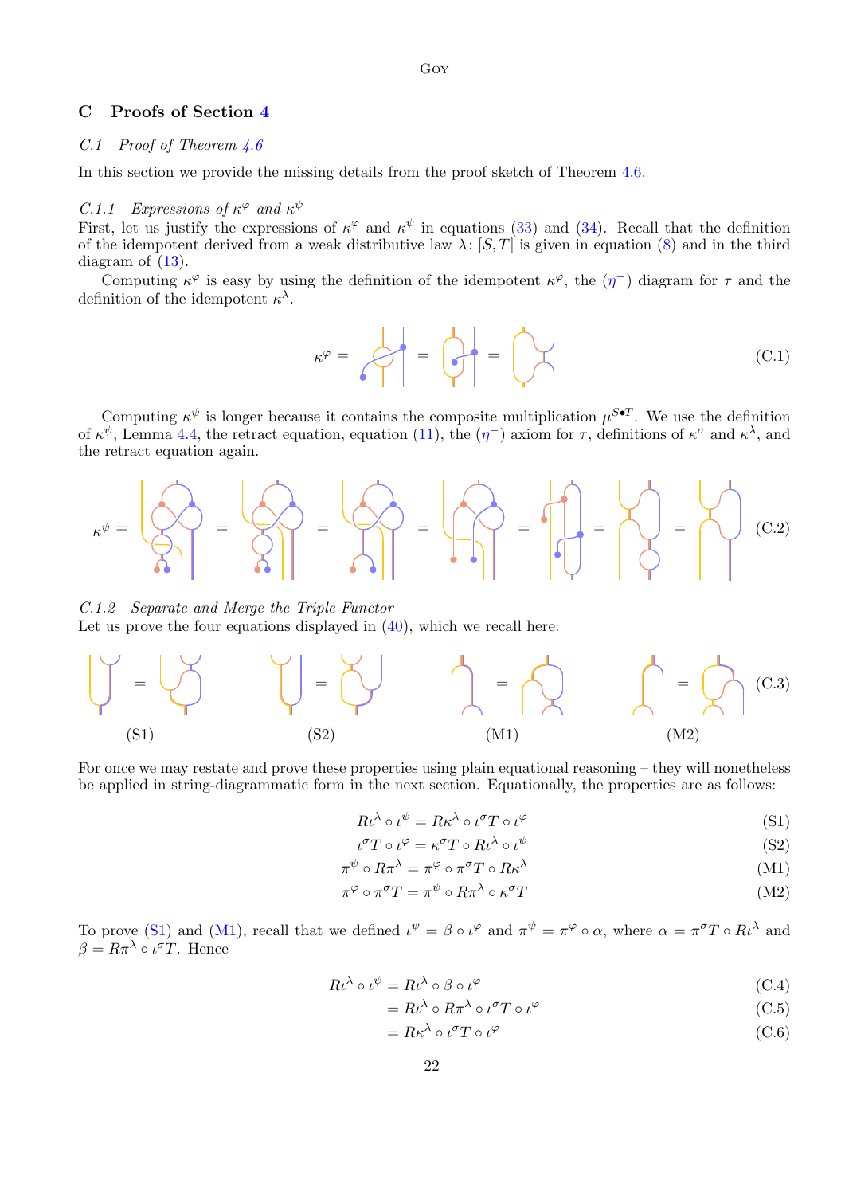## C Proofs of Section 4

### C.1 *Proof of Theorem 4.6*

In this section we provide the missing details from the proof sketch of Theorem 4.6.

#### C.1.1 *Expressions of $\kappa^\varphi$ and $\kappa^\psi$*

First, let us justify the expressions of $\kappa^\varphi$ and $\kappa^\psi$ in equations (33) and (34). Recall that the definition of the idempotent derived from a weak distributive law $\lambda\colon [S,T]$ is given in equation (8) and in the third diagram of (13).

Computing $\kappa^\varphi$ is easy by using the definition of the idempotent $\kappa^\varphi$, the ($\eta^-$) diagram for $\tau$ and the definition of the idempotent $\kappa^\lambda$.

$$\kappa^\varphi = \quad = \quad = \quad \tag{C.1}$$

Computing $\kappa^\psi$ is longer because it contains the composite multiplication $\mu^{S\bullet T}$. We use the definition of $\kappa^\psi$, Lemma 4.4, the retract equation, equation (11), the ($\eta^-$) axiom for $\tau$, definitions of $\kappa^\sigma$ and $\kappa^\lambda$, and the retract equation again.

$$\kappa^\psi = \quad = \quad = \quad = \quad = \quad = \quad = \quad \tag{C.2}$$

#### C.1.2 *Separate and Merge the Triple Functor*

Let us prove the four equations displayed in (40), which we recall here:

$$= \qquad\qquad = \qquad\qquad = \qquad\qquad = \tag{C.3}$$

(S1) (S2) (M1) (M2)

For once we may restate and prove these properties using plain equational reasoning – they will nonetheless be applied in string-diagrammatic form in the next section. Equationally, the properties are as follows:

$$R\iota^\lambda \circ \iota^\psi = R\kappa^\lambda \circ \iota^\sigma T \circ \iota^\varphi \tag{S1}$$

$$\iota^\sigma T \circ \iota^\varphi = \kappa^\sigma T \circ R\iota^\lambda \circ \iota^\psi \tag{S2}$$

$$\pi^\psi \circ R\pi^\lambda = \pi^\varphi \circ \pi^\sigma T \circ R\kappa^\lambda \tag{M1}$$

$$\pi^\varphi \circ \pi^\sigma T = \pi^\psi \circ R\pi^\lambda \circ \kappa^\sigma T \tag{M2}$$

To prove (S1) and (M1), recall that we defined $\iota^\psi = \beta \circ \iota^\varphi$ and $\pi^\psi = \pi^\varphi \circ \alpha$, where $\alpha = \pi^\sigma T \circ R\iota^\lambda$ and $\beta = R\pi^\lambda \circ \iota^\sigma T$. Hence

$$R\iota^\lambda \circ \iota^\psi = R\iota^\lambda \circ \beta \circ \iota^\varphi \tag{C.4}$$

$$= R\iota^\lambda \circ R\pi^\lambda \circ \iota^\sigma T \circ \iota^\varphi \tag{C.5}$$

$$= R\kappa^\lambda \circ \iota^\sigma T \circ \iota^\varphi \tag{C.6}$$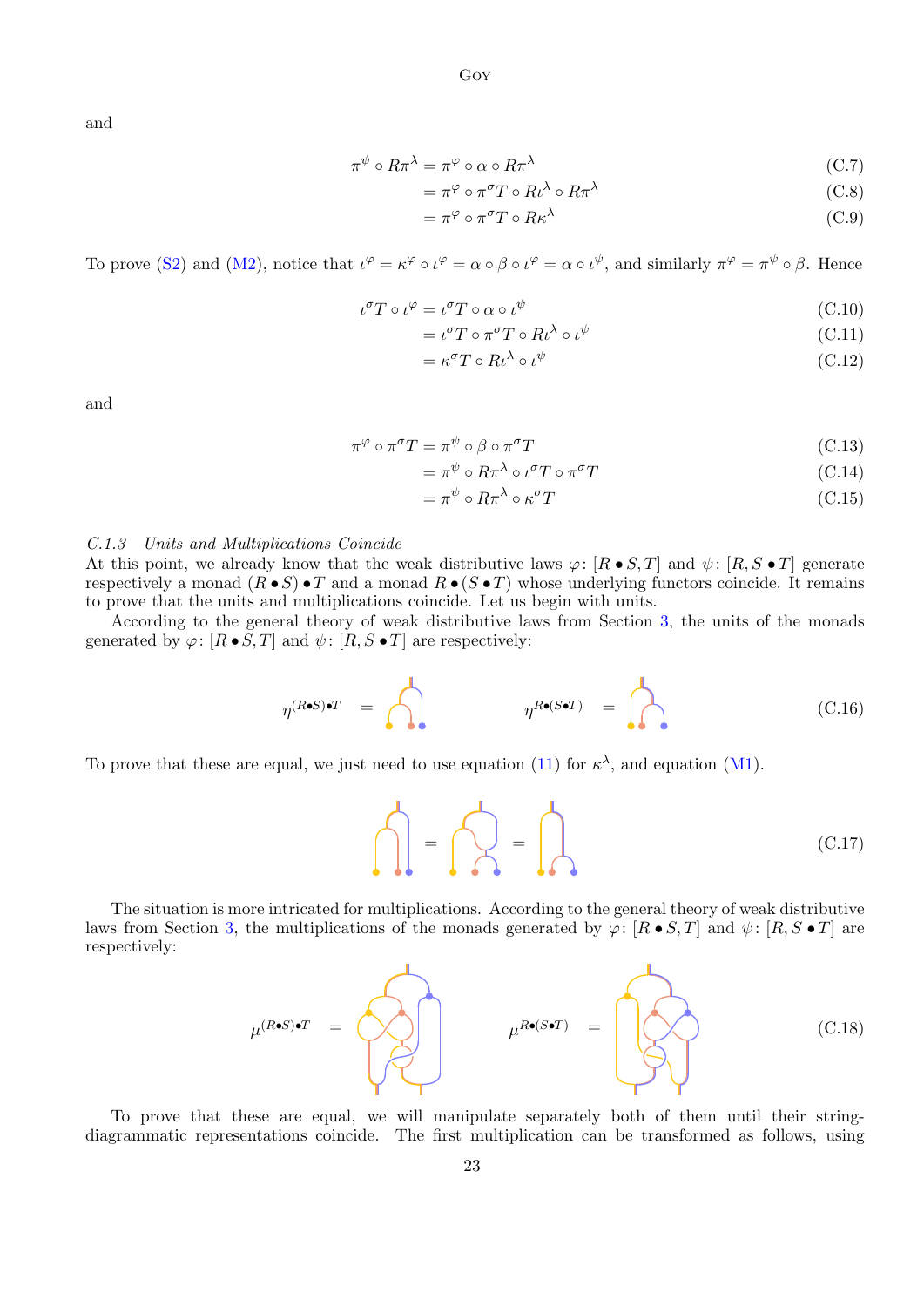and

$$\pi^\psi \circ R\pi^\lambda = \pi^\varphi \circ \alpha \circ R\pi^\lambda \tag{C.7}$$
$$= \pi^\varphi \circ \pi^\sigma T \circ R\iota^\lambda \circ R\pi^\lambda \tag{C.8}$$
$$= \pi^\varphi \circ \pi^\sigma T \circ R\kappa^\lambda \tag{C.9}$$

To prove (S2) and (M2), notice that $\iota^\varphi = \kappa^\varphi \circ \iota^\varphi = \alpha \circ \beta \circ \iota^\varphi = \alpha \circ \iota^\psi$, and similarly $\pi^\varphi = \pi^\psi \circ \beta$. Hence

$$\iota^\sigma T \circ \iota^\varphi = \iota^\sigma T \circ \alpha \circ \iota^\psi \tag{C.10}$$
$$= \iota^\sigma T \circ \pi^\sigma T \circ R\iota^\lambda \circ \iota^\psi \tag{C.11}$$
$$= \kappa^\sigma T \circ R\iota^\lambda \circ \iota^\psi \tag{C.12}$$

and

$$\pi^\varphi \circ \pi^\sigma T = \pi^\psi \circ \beta \circ \pi^\sigma T \tag{C.13}$$
$$= \pi^\psi \circ R\pi^\lambda \circ \iota^\sigma T \circ \pi^\sigma T \tag{C.14}$$
$$= \pi^\psi \circ R\pi^\lambda \circ \kappa^\sigma T \tag{C.15}$$

*C.1.3 Units and Multiplications Coincide*

At this point, we already know that the weak distributive laws $\varphi\colon [R \bullet S, T]$ and $\psi\colon [R, S \bullet T]$ generate respectively a monad $(R \bullet S) \bullet T$ and a monad $R \bullet (S \bullet T)$ whose underlying functors coincide. It remains to prove that the units and multiplications coincide. Let us begin with units.

According to the general theory of weak distributive laws from Section 3, the units of the monads generated by $\varphi\colon [R \bullet S, T]$ and $\psi\colon [R, S \bullet T]$ are respectively:

$$\eta^{(R\bullet S)\bullet T} = \quad [\text{diagram}] \qquad\qquad \eta^{R\bullet(S\bullet T)} = \quad [\text{diagram}] \tag{C.16}$$

To prove that these are equal, we just need to use equation (11) for $\kappa^\lambda$, and equation (M1).

$$[\text{diagram}] = [\text{diagram}] = [\text{diagram}] \tag{C.17}$$

The situation is more intricated for multiplications. According to the general theory of weak distributive laws from Section 3, the multiplications of the monads generated by $\varphi\colon [R \bullet S, T]$ and $\psi\colon [R, S \bullet T]$ are respectively:

$$\mu^{(R\bullet S)\bullet T} = \quad [\text{diagram}] \qquad\qquad \mu^{R\bullet(S\bullet T)} = \quad [\text{diagram}] \tag{C.18}$$

To prove that these are equal, we will manipulate separately both of them until their string-diagrammatic representations coincide. The first multiplication can be transformed as follows, using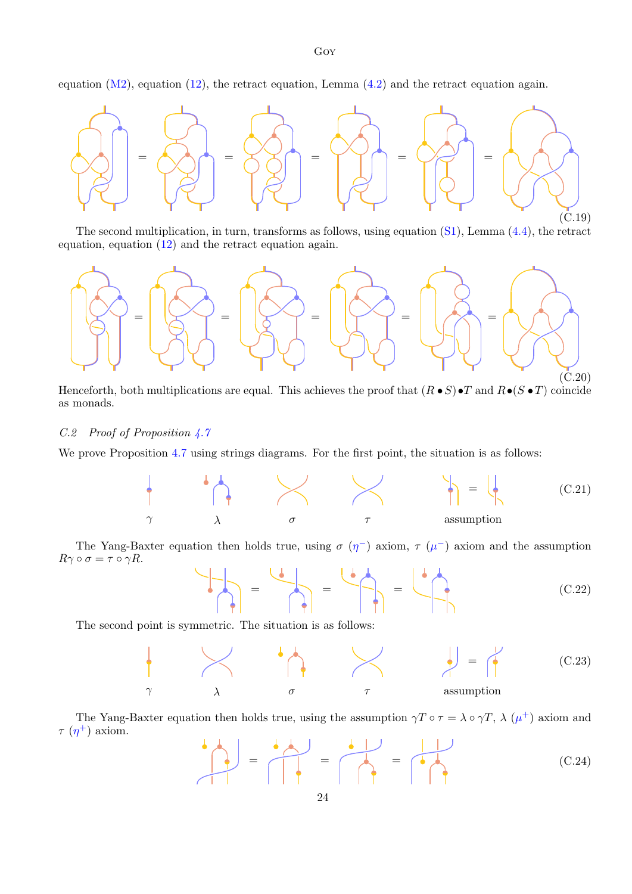equation (M2), equation (12), the retract equation, Lemma (4.2) and the retract equation again.

(C.19)

The second multiplication, in turn, transforms as follows, using equation (S1), Lemma (4.4), the retract equation, equation (12) and the retract equation again.

(C.20)

Henceforth, both multiplications are equal. This achieves the proof that $(R \bullet S) \bullet T$ and $R \bullet (S \bullet T)$ coincide as monads.

### *C.2 Proof of Proposition 4.7*

We prove Proposition 4.7 using strings diagrams. For the first point, the situation is as follows:

$\gamma$ $\lambda$ $\sigma$ $\tau$ assumption (C.21)

The Yang-Baxter equation then holds true, using $\sigma$ ($\eta^-$) axiom, $\tau$ ($\mu^-$) axiom and the assumption $R\gamma \circ \sigma = \tau \circ \gamma R$.

(C.22)

The second point is symmetric. The situation is as follows:

$\gamma$ $\lambda$ $\sigma$ $\tau$ assumption (C.23)

The Yang-Baxter equation then holds true, using the assumption $\gamma T \circ \tau = \lambda \circ \gamma T$, $\lambda$ ($\mu^+$) axiom and $\tau$ ($\eta^+$) axiom.

(C.24)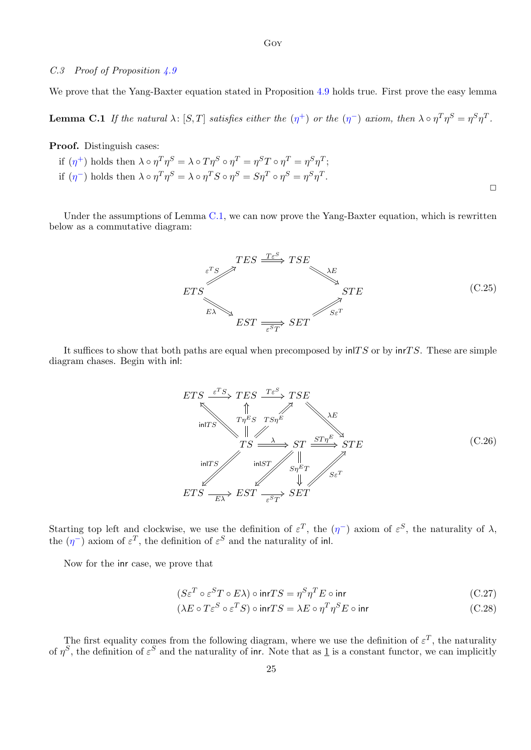*C.3 Proof of Proposition 4.9*

We prove that the Yang-Baxter equation stated in Proposition 4.9 holds true. First prove the easy lemma

**Lemma C.1** *If the natural $\lambda\colon [S,T]$ satisfies either the $(\eta^+)$ or the $(\eta^-)$ axiom, then $\lambda \circ \eta^T\eta^S = \eta^S\eta^T$.*

**Proof.** Distinguish cases:

if $(\eta^+)$ holds then $\lambda \circ \eta^T\eta^S = \lambda \circ T\eta^S \circ \eta^T = \eta^S T \circ \eta^T = \eta^S\eta^T$;
if $(\eta^-)$ holds then $\lambda \circ \eta^T\eta^S = \lambda \circ \eta^T S \circ \eta^S = S\eta^T \circ \eta^S = \eta^S\eta^T$.

□

Under the assumptions of Lemma C.1, we can now prove the Yang-Baxter equation, which is rewritten below as a commutative diagram:

$$
\begin{array}{ccccc}
 & TES & \xRightarrow{T\varepsilon^S} & TSE & \\
{\scriptstyle \varepsilon^T S}\nearrow & & & & \searrow{\scriptstyle \lambda E} \\
ETS & & & & STE \\
{\scriptstyle E\lambda}\searrow & & & & \nearrow{\scriptstyle S\varepsilon^T} \\
 & EST & \xRightarrow[\varepsilon^S T]{} & SET &
\end{array}
\tag{C.25}
$$

It suffices to show that both paths are equal when precomposed by $\mathsf{inl}TS$ or by $\mathsf{inr}TS$. These are simple diagram chases. Begin with $\mathsf{inl}$:

$$
\begin{array}{ccccccc}
ETS & \xrightarrow{\varepsilon^T S} & TES & \xrightarrow{T\varepsilon^S} & TSE & & \\
 & {\scriptstyle \mathsf{inl}TS}\nwarrow & \Uparrow{\scriptstyle T\eta^E S} & \nearrow{\scriptstyle TS\eta^E} & & \searrow{\scriptstyle \lambda E} & \\
 & & TS & \xRightarrow{\lambda} & ST & \xRightarrow{ST\eta^E} & STE \\
 & {\scriptstyle \mathsf{inl}TS}\swarrow & & \swarrow{\scriptstyle \mathsf{inl}ST} & \Downarrow{\scriptstyle S\eta^E T} & \nearrow{\scriptstyle S\varepsilon^T} & \\
ETS & \xrightarrow[E\lambda]{} & EST & \xrightarrow[\varepsilon^S T]{} & SET & &
\end{array}
\tag{C.26}
$$

Starting top left and clockwise, we use the definition of $\varepsilon^T$, the $(\eta^-)$ axiom of $\varepsilon^S$, the naturality of $\lambda$, the $(\eta^-)$ axiom of $\varepsilon^T$, the definition of $\varepsilon^S$ and the naturality of $\mathsf{inl}$.

Now for the $\mathsf{inr}$ case, we prove that

$$
(S\varepsilon^T \circ \varepsilon^S T \circ E\lambda) \circ \mathsf{inr}TS = \eta^S\eta^T E \circ \mathsf{inr} \tag{C.27}
$$

$$
(\lambda E \circ T\varepsilon^S \circ \varepsilon^T S) \circ \mathsf{inr}TS = \lambda E \circ \eta^T\eta^S E \circ \mathsf{inr} \tag{C.28}
$$

The first equality comes from the following diagram, where we use the definition of $\varepsilon^T$, the naturality of $\eta^S$, the definition of $\varepsilon^S$ and the naturality of $\mathsf{inr}$. Note that as $\underline{1}$ is a constant functor, we can implicitly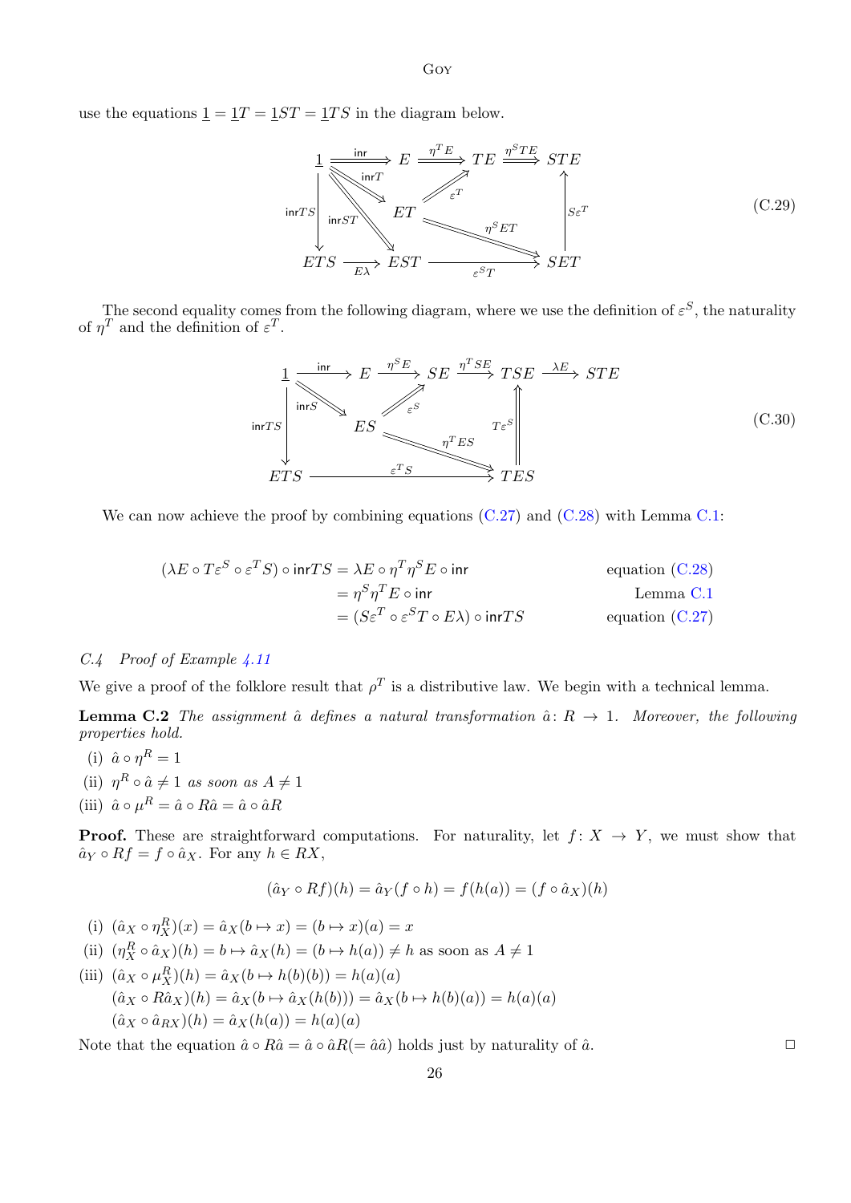use the equations $\underline{1} = \underline{1}T = \underline{1}ST = \underline{1}TS$ in the diagram below.

$$\begin{array}{ccccccc}
\underline{1} & \overset{\mathsf{inr}}{\Longrightarrow} & E & \overset{\eta^T E}{\Longrightarrow} & TE & \overset{\eta^S TE}{\Longrightarrow} & STE \\
 & \searrow^{\mathsf{inr}T} & & \nearrow_{\varepsilon^T} & & & \uparrow S\varepsilon^T \\
\downarrow \mathsf{inr}TS & \searrow_{\mathsf{inr}ST} & ET & & \overset{\eta^S ET}{\searrow} & & \\
ETS & \underset{E\lambda}{\longrightarrow} & EST & & \underset{\varepsilon^S T}{\longrightarrow} & & SET
\end{array} \tag{C.29}$$

The second equality comes from the following diagram, where we use the definition of $\varepsilon^S$, the naturality of $\eta^T$ and the definition of $\varepsilon^T$.

$$\begin{array}{ccccccccc}
\underline{1} & \overset{\mathsf{inr}}{\longrightarrow} & E & \overset{\eta^S E}{\Longrightarrow} & SE & \overset{\eta^T SE}{\Longrightarrow} & TSE & \overset{\lambda E}{\longrightarrow} & STE \\
 & \searrow^{\mathsf{inr}S} & & \nearrow_{\varepsilon^S} & & & \Uparrow T\varepsilon^S & & \\
\downarrow \mathsf{inr}TS & & ES & & \overset{\eta^T ES}{\searrow} & & & & \\
ETS & & & \underset{\varepsilon^T S}{\longrightarrow} & & & TES & &
\end{array} \tag{C.30}$$

We can now achieve the proof by combining equations (C.27) and (C.28) with Lemma C.1:

$$\begin{aligned}
(\lambda E \circ T\varepsilon^S \circ \varepsilon^T S) \circ \mathsf{inr}TS &= \lambda E \circ \eta^T \eta^S E \circ \mathsf{inr} && \text{equation (C.28)} \\
&= \eta^S \eta^T E \circ \mathsf{inr} && \text{Lemma C.1} \\
&= (S\varepsilon^T \circ \varepsilon^S T \circ E\lambda) \circ \mathsf{inr}TS && \text{equation (C.27)}
\end{aligned}$$

### *C.4 Proof of Example 4.11*

We give a proof of the folklore result that $\rho^T$ is a distributive law. We begin with a technical lemma.

**Lemma C.2** *The assignment $\hat{a}$ defines a natural transformation $\hat{a}\colon R \to 1$. Moreover, the following properties hold.*

(i) $\hat{a} \circ \eta^R = 1$

(ii) $\eta^R \circ \hat{a} \neq 1$ *as soon as* $A \neq 1$

(iii) $\hat{a} \circ \mu^R = \hat{a} \circ R\hat{a} = \hat{a} \circ \hat{a}R$

**Proof.** These are straightforward computations. For naturality, let $f\colon X \to Y$, we must show that $\hat{a}_Y \circ Rf = f \circ \hat{a}_X$. For any $h \in RX$,

$$(\hat{a}_Y \circ Rf)(h) = \hat{a}_Y(f \circ h) = f(h(a)) = (f \circ \hat{a}_X)(h)$$

(i) $(\hat{a}_X \circ \eta^R_X)(x) = \hat{a}_X(b \mapsto x) = (b \mapsto x)(a) = x$

(ii) $(\eta^R_X \circ \hat{a}_X)(h) = b \mapsto \hat{a}_X(h) = (b \mapsto h(a)) \neq h$ as soon as $A \neq 1$

(iii) $(\hat{a}_X \circ \mu^R_X)(h) = \hat{a}_X(b \mapsto h(b)(b)) = h(a)(a)$
$(\hat{a}_X \circ R\hat{a}_X)(h) = \hat{a}_X(b \mapsto \hat{a}_X(h(b))) = \hat{a}_X(b \mapsto h(b)(a)) = h(a)(a)$
$(\hat{a}_X \circ \hat{a}_{RX})(h) = \hat{a}_X(h(a)) = h(a)(a)$

Note that the equation $\hat{a} \circ R\hat{a} = \hat{a} \circ \hat{a}R (= \hat{a}\hat{a})$ holds just by naturality of $\hat{a}$. □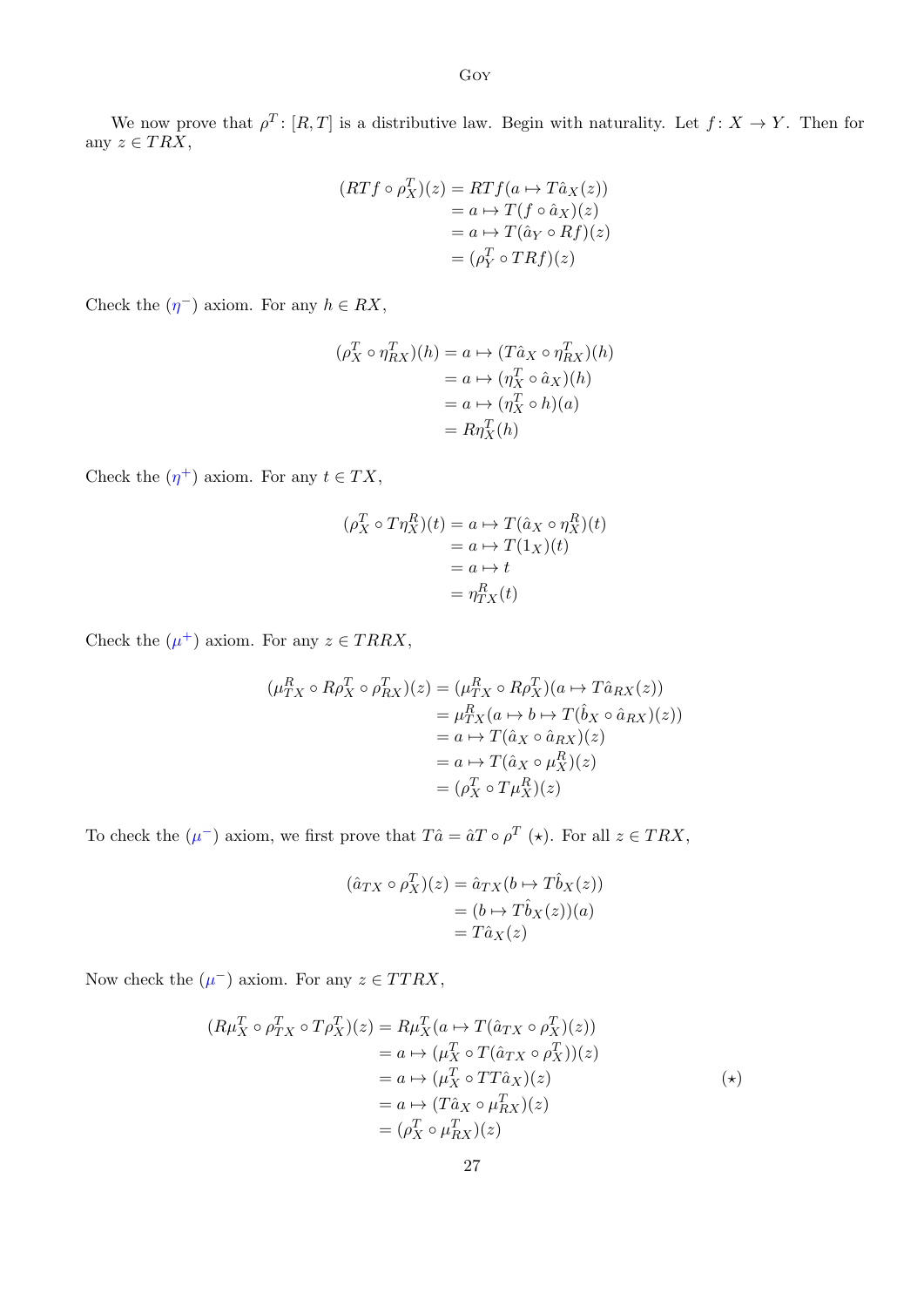We now prove that $\rho^T\colon [R,T]$ is a distributive law. Begin with naturality. Let $f\colon X \to Y$. Then for any $z \in TRX$,

$$
\begin{aligned}
(RTf \circ \rho^T_X)(z) &= RTf(a \mapsto T\hat{a}_X(z)) \\
&= a \mapsto T(f \circ \hat{a}_X)(z) \\
&= a \mapsto T(\hat{a}_Y \circ Rf)(z) \\
&= (\rho^T_Y \circ TRf)(z)
\end{aligned}
$$

Check the $(\eta^-)$ axiom. For any $h \in RX$,

$$
\begin{aligned}
(\rho^T_X \circ \eta^T_{RX})(h) &= a \mapsto (T\hat{a}_X \circ \eta^T_{RX})(h) \\
&= a \mapsto (\eta^T_X \circ \hat{a}_X)(h) \\
&= a \mapsto (\eta^T_X \circ h)(a) \\
&= R\eta^T_X(h)
\end{aligned}
$$

Check the $(\eta^+)$ axiom. For any $t \in TX$,

$$
\begin{aligned}
(\rho^T_X \circ T\eta^R_X)(t) &= a \mapsto T(\hat{a}_X \circ \eta^R_X)(t) \\
&= a \mapsto T(1_X)(t) \\
&= a \mapsto t \\
&= \eta^R_{TX}(t)
\end{aligned}
$$

Check the $(\mu^+)$ axiom. For any $z \in TRRX$,

$$
\begin{aligned}
(\mu^R_{TX} \circ R\rho^T_X \circ \rho^T_{RX})(z) &= (\mu^R_{TX} \circ R\rho^T_X)(a \mapsto T\hat{a}_{RX}(z)) \\
&= \mu^R_{TX}(a \mapsto b \mapsto T(\hat{b}_X \circ \hat{a}_{RX})(z)) \\
&= a \mapsto T(\hat{a}_X \circ \hat{a}_{RX})(z) \\
&= a \mapsto T(\hat{a}_X \circ \mu^R_X)(z) \\
&= (\rho^T_X \circ T\mu^R_X)(z)
\end{aligned}
$$

To check the $(\mu^-)$ axiom, we first prove that $T\hat{a} = \hat{a}T \circ \rho^T$ $(\star)$. For all $z \in TRX$,

$$
\begin{aligned}
(\hat{a}_{TX} \circ \rho^T_X)(z) &= \hat{a}_{TX}(b \mapsto T\hat{b}_X(z)) \\
&= (b \mapsto T\hat{b}_X(z))(a) \\
&= T\hat{a}_X(z)
\end{aligned}
$$

Now check the $(\mu^-)$ axiom. For any $z \in TTRX$,

$$
\begin{aligned}
(R\mu^T_X \circ \rho^T_{TX} \circ T\rho^T_X)(z) &= R\mu^T_X(a \mapsto T(\hat{a}_{TX} \circ \rho^T_X)(z)) \\
&= a \mapsto (\mu^T_X \circ T(\hat{a}_{TX} \circ \rho^T_X))(z) \\
&= a \mapsto (\mu^T_X \circ TT\hat{a}_X)(z) && (\star) \\
&= a \mapsto (T\hat{a}_X \circ \mu^T_{RX})(z) \\
&= (\rho^T_X \circ \mu^T_{RX})(z)
\end{aligned}
$$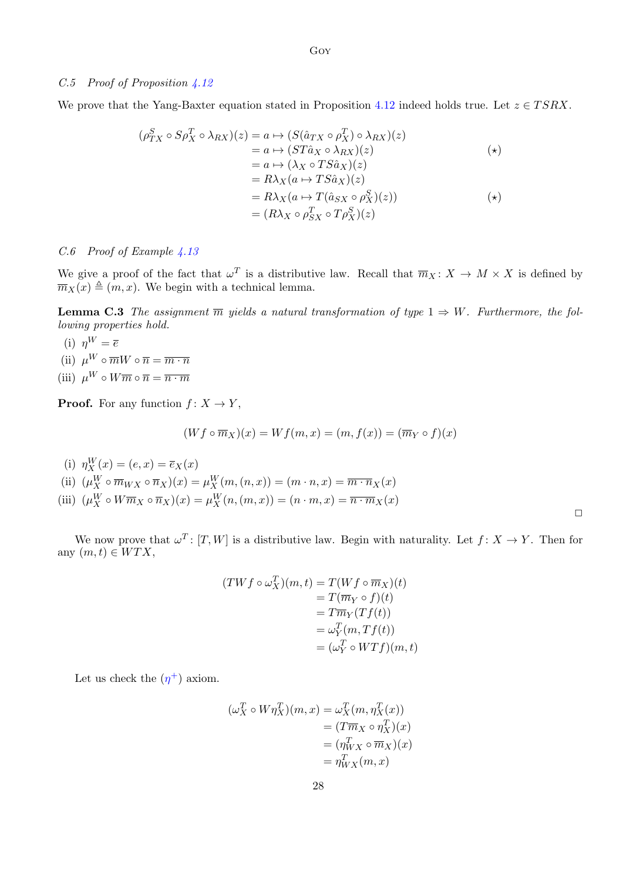### C.5 *Proof of Proposition 4.12*

We prove that the Yang-Baxter equation stated in Proposition 4.12 indeed holds true. Let $z \in TSRX$.

$$
\begin{aligned}
(\rho^S_{TX} \circ S\rho^T_X \circ \lambda_{RX})(z) &= a \mapsto (S(\hat{a}_{TX} \circ \rho^T_X) \circ \lambda_{RX})(z) \\
&= a \mapsto (ST\hat{a}_X \circ \lambda_{RX})(z) \qquad (\star) \\
&= a \mapsto (\lambda_X \circ TS\hat{a}_X)(z) \\
&= R\lambda_X(a \mapsto TS\hat{a}_X)(z) \\
&= R\lambda_X(a \mapsto T(\hat{a}_{SX} \circ \rho^S_X)(z)) \qquad (\star) \\
&= (R\lambda_X \circ \rho^T_{SX} \circ T\rho^S_X)(z)
\end{aligned}
$$

### C.6 *Proof of Example 4.13*

We give a proof of the fact that $\omega^T$ is a distributive law. Recall that $\overline{m}_X \colon X \to M \times X$ is defined by $\overline{m}_X(x) \triangleq (m, x)$. We begin with a technical lemma.

**Lemma C.3** *The assignment $\overline{m}$ yields a natural transformation of type $1 \Rightarrow W$. Furthermore, the following properties hold.*

(i) $\eta^W = \overline{e}$

(ii) $\mu^W \circ \overline{m}W \circ \overline{n} = \overline{m \cdot n}$

(iii) $\mu^W \circ W\overline{m} \circ \overline{n} = \overline{n \cdot m}$

**Proof.** For any function $f \colon X \to Y$,

$$
(Wf \circ \overline{m}_X)(x) = Wf(m, x) = (m, f(x)) = (\overline{m}_Y \circ f)(x)
$$

(i) $\eta^W_X(x) = (e, x) = \overline{e}_X(x)$

(ii) $(\mu^W_X \circ \overline{m}_{WX} \circ \overline{n}_X)(x) = \mu^W_X(m, (n, x)) = (m \cdot n, x) = \overline{m \cdot n}_X(x)$

(iii) $(\mu^W_X \circ W\overline{m}_X \circ \overline{n}_X)(x) = \mu^W_X(n, (m, x)) = (n \cdot m, x) = \overline{n \cdot m}_X(x)$

□

We now prove that $\omega^T \colon [T, W]$ is a distributive law. Begin with naturality. Let $f \colon X \to Y$. Then for any $(m, t) \in WTX$,

$$
\begin{aligned}
(TWf \circ \omega^T_X)(m, t) &= T(Wf \circ \overline{m}_X)(t) \\
&= T(\overline{m}_Y \circ f)(t) \\
&= T\overline{m}_Y(Tf(t)) \\
&= \omega^T_Y(m, Tf(t)) \\
&= (\omega^T_Y \circ WTf)(m, t)
\end{aligned}
$$

Let us check the ($\eta^+$) axiom.

$$
\begin{aligned}
(\omega^T_X \circ W\eta^T_X)(m, x) &= \omega^T_X(m, \eta^T_X(x)) \\
&= (T\overline{m}_X \circ \eta^T_X)(x) \\
&= (\eta^T_{WX} \circ \overline{m}_X)(x) \\
&= \eta^T_{WX}(m, x)
\end{aligned}
$$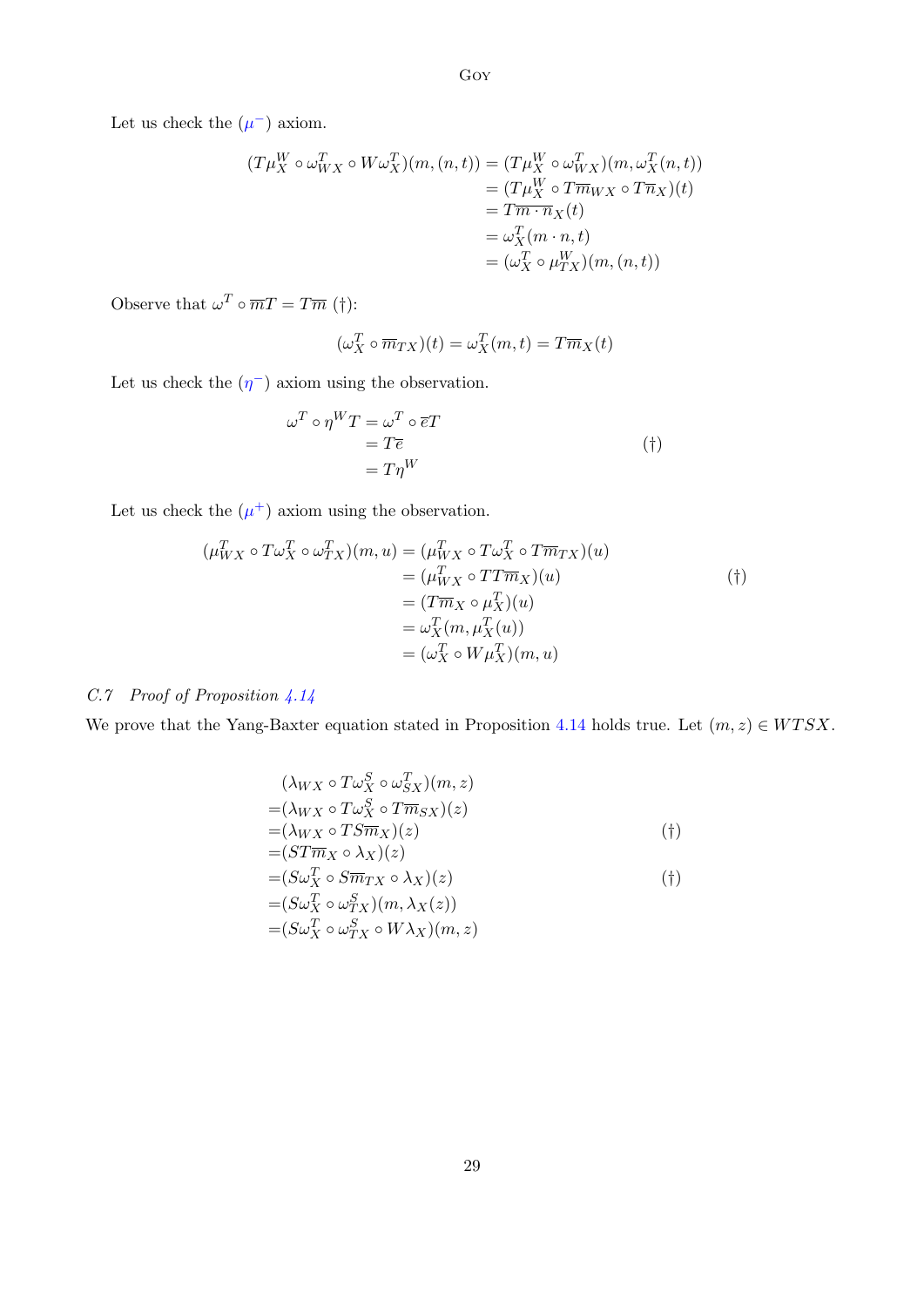Let us check the ($\mu^-$) axiom.

$$
\begin{aligned}
(T\mu^W_X \circ \omega^T_{WX} \circ W\omega^T_X)(m,(n,t)) &= (T\mu^W_X \circ \omega^T_{WX})(m, \omega^T_X(n,t)) \\
&= (T\mu^W_X \circ T\overline{m}_{WX} \circ T\overline{n}_X)(t) \\
&= T\overline{m \cdot n}_X(t) \\
&= \omega^T_X(m \cdot n, t) \\
&= (\omega^T_X \circ \mu^W_{TX})(m,(n,t))
\end{aligned}
$$

Observe that $\omega^T \circ \overline{m}T = T\overline{m}$ (†):

$$
(\omega^T_X \circ \overline{m}_{TX})(t) = \omega^T_X(m,t) = T\overline{m}_X(t)
$$

Let us check the ($\eta^-$) axiom using the observation.

$$
\begin{aligned}
\omega^T \circ \eta^W T &= \omega^T \circ \overline{e}T \\
&= T\overline{e} && (\dagger) \\
&= T\eta^W
\end{aligned}
$$

Let us check the ($\mu^+$) axiom using the observation.

$$
\begin{aligned}
(\mu^T_{WX} \circ T\omega^T_X \circ \omega^T_{TX})(m,u) &= (\mu^T_{WX} \circ T\omega^T_X \circ T\overline{m}_{TX})(u) \\
&= (\mu^T_{WX} \circ TT\overline{m}_X)(u) && (\dagger) \\
&= (T\overline{m}_X \circ \mu^T_X)(u) \\
&= \omega^T_X(m, \mu^T_X(u)) \\
&= (\omega^T_X \circ W\mu^T_X)(m,u)
\end{aligned}
$$

### *C.7 Proof of Proposition 4.14*

We prove that the Yang-Baxter equation stated in Proposition 4.14 holds true. Let $(m,z) \in WTSX$.

$$
\begin{aligned}
&(\lambda_{WX} \circ T\omega^S_X \circ \omega^T_{SX})(m,z) \\
=&(\lambda_{WX} \circ T\omega^S_X \circ T\overline{m}_{SX})(z) \\
=&(\lambda_{WX} \circ TS\overline{m}_X)(z) && (\dagger) \\
=&(ST\overline{m}_X \circ \lambda_X)(z) \\
=&(S\omega^T_X \circ S\overline{m}_{TX} \circ \lambda_X)(z) && (\dagger) \\
=&(S\omega^T_X \circ \omega^S_{TX})(m, \lambda_X(z)) \\
=&(S\omega^T_X \circ \omega^S_{TX} \circ W\lambda_X)(m,z)
\end{aligned}
$$